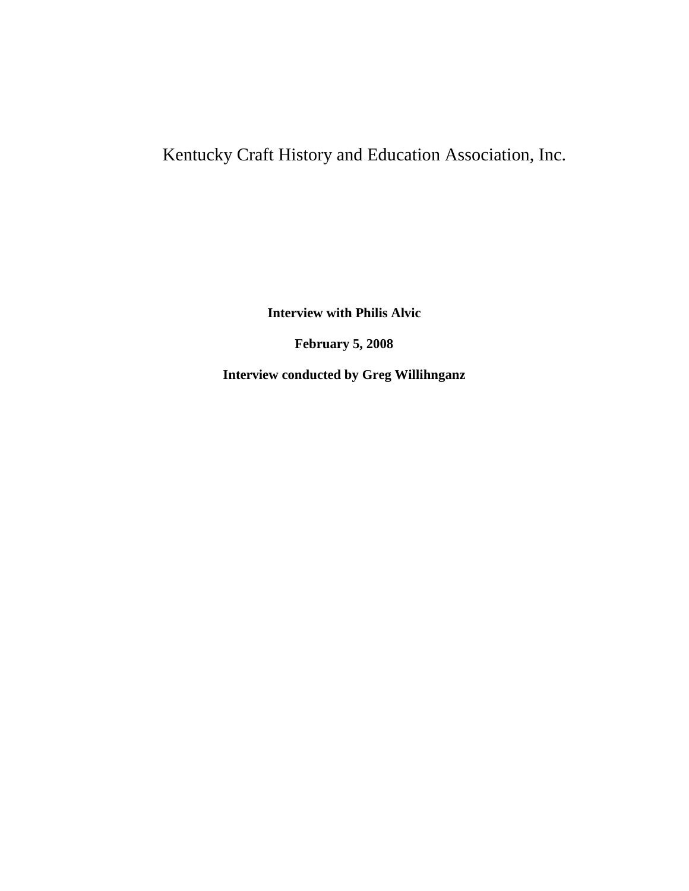# Kentucky Craft History and Education Association, Inc.

**Interview with Philis Alvic**

**February 5, 2008**

**Interview conducted by Greg Willihnganz**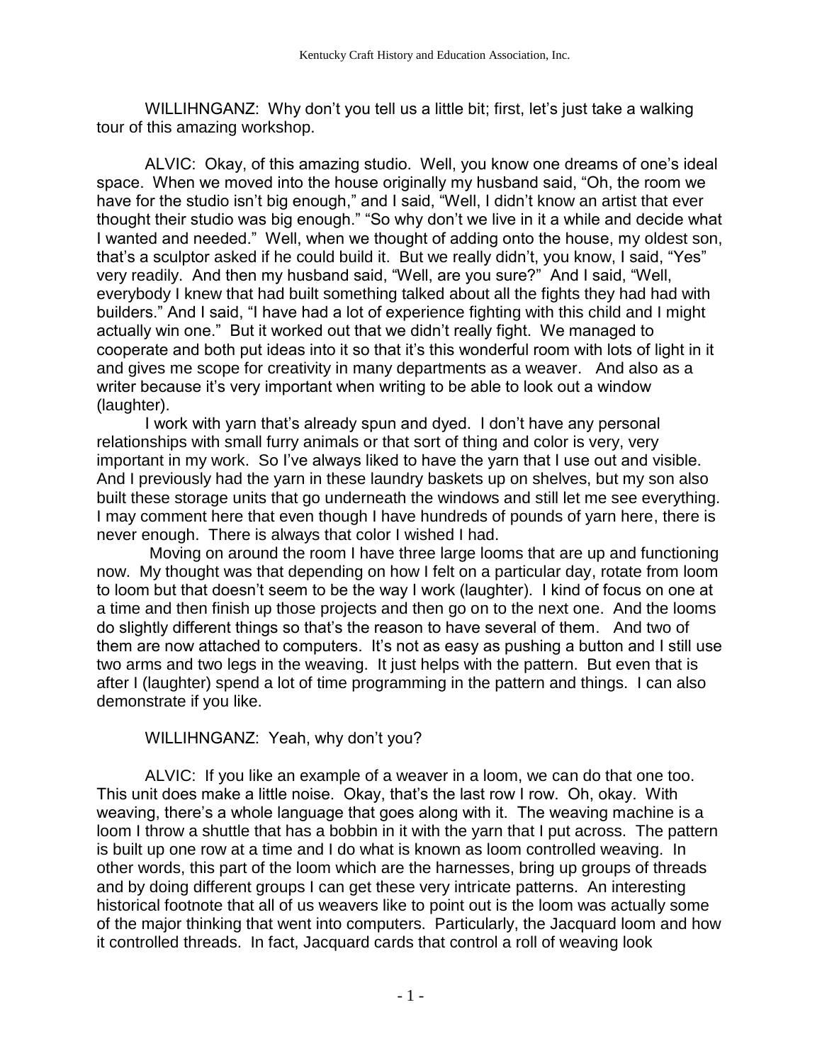WILLIHNGANZ: Why don't you tell us a little bit; first, let's just take a walking tour of this amazing workshop.

ALVIC: Okay, of this amazing studio. Well, you know one dreams of one's ideal space. When we moved into the house originally my husband said, "Oh, the room we have for the studio isn't big enough," and I said, "Well, I didn't know an artist that ever thought their studio was big enough." "So why don't we live in it a while and decide what I wanted and needed." Well, when we thought of adding onto the house, my oldest son, that's a sculptor asked if he could build it. But we really didn't, you know, I said, "Yes" very readily. And then my husband said, "Well, are you sure?" And I said, "Well, everybody I knew that had built something talked about all the fights they had had with builders." And I said, "I have had a lot of experience fighting with this child and I might actually win one." But it worked out that we didn't really fight. We managed to cooperate and both put ideas into it so that it's this wonderful room with lots of light in it and gives me scope for creativity in many departments as a weaver. And also as a writer because it's very important when writing to be able to look out a window (laughter).

I work with yarn that's already spun and dyed. I don't have any personal relationships with small furry animals or that sort of thing and color is very, very important in my work. So I've always liked to have the yarn that I use out and visible. And I previously had the yarn in these laundry baskets up on shelves, but my son also built these storage units that go underneath the windows and still let me see everything. I may comment here that even though I have hundreds of pounds of yarn here, there is never enough. There is always that color I wished I had.

Moving on around the room I have three large looms that are up and functioning now. My thought was that depending on how I felt on a particular day, rotate from loom to loom but that doesn't seem to be the way I work (laughter). I kind of focus on one at a time and then finish up those projects and then go on to the next one. And the looms do slightly different things so that's the reason to have several of them. And two of them are now attached to computers. It's not as easy as pushing a button and I still use two arms and two legs in the weaving. It just helps with the pattern. But even that is after I (laughter) spend a lot of time programming in the pattern and things. I can also demonstrate if you like.

WILLIHNGANZ: Yeah, why don't you?

ALVIC: If you like an example of a weaver in a loom, we can do that one too. This unit does make a little noise. Okay, that's the last row I row. Oh, okay. With weaving, there's a whole language that goes along with it. The weaving machine is a loom I throw a shuttle that has a bobbin in it with the yarn that I put across. The pattern is built up one row at a time and I do what is known as loom controlled weaving. In other words, this part of the loom which are the harnesses, bring up groups of threads and by doing different groups I can get these very intricate patterns. An interesting historical footnote that all of us weavers like to point out is the loom was actually some of the major thinking that went into computers. Particularly, the Jacquard loom and how it controlled threads. In fact, Jacquard cards that control a roll of weaving look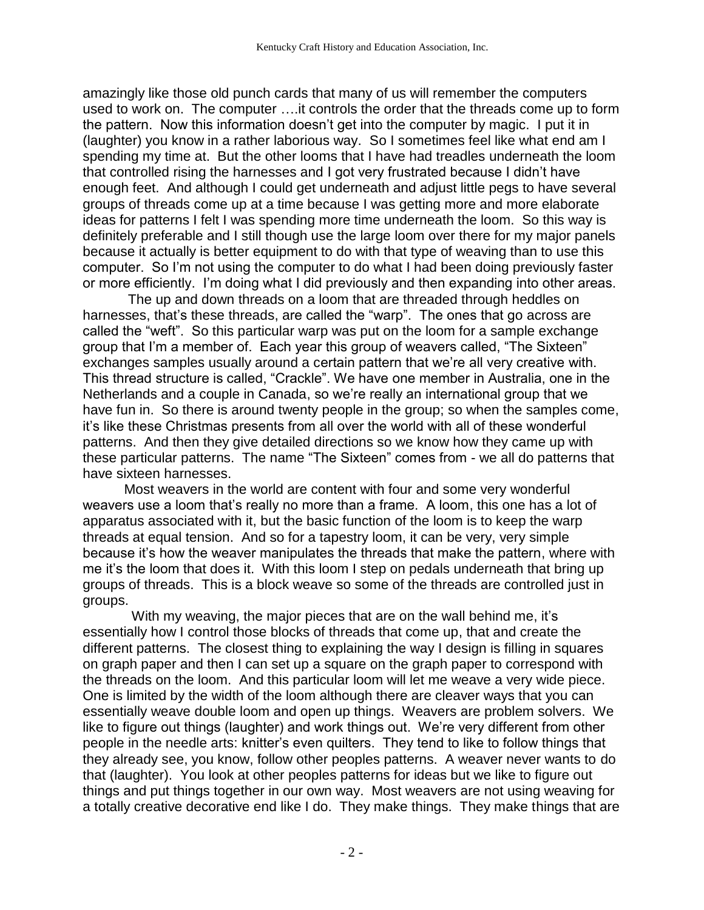amazingly like those old punch cards that many of us will remember the computers used to work on. The computer ….it controls the order that the threads come up to form the pattern. Now this information doesn't get into the computer by magic. I put it in (laughter) you know in a rather laborious way. So I sometimes feel like what end am I spending my time at. But the other looms that I have had treadles underneath the loom that controlled rising the harnesses and I got very frustrated because I didn't have enough feet. And although I could get underneath and adjust little pegs to have several groups of threads come up at a time because I was getting more and more elaborate ideas for patterns I felt I was spending more time underneath the loom. So this way is definitely preferable and I still though use the large loom over there for my major panels because it actually is better equipment to do with that type of weaving than to use this computer. So I'm not using the computer to do what I had been doing previously faster or more efficiently. I'm doing what I did previously and then expanding into other areas.

The up and down threads on a loom that are threaded through heddles on harnesses, that's these threads, are called the "warp". The ones that go across are called the "weft". So this particular warp was put on the loom for a sample exchange group that I'm a member of. Each year this group of weavers called, "The Sixteen" exchanges samples usually around a certain pattern that we're all very creative with. This thread structure is called, "Crackle". We have one member in Australia, one in the Netherlands and a couple in Canada, so we're really an international group that we have fun in. So there is around twenty people in the group; so when the samples come, it's like these Christmas presents from all over the world with all of these wonderful patterns. And then they give detailed directions so we know how they came up with these particular patterns. The name "The Sixteen" comes from - we all do patterns that have sixteen harnesses.

Most weavers in the world are content with four and some very wonderful weavers use a loom that's really no more than a frame. A loom, this one has a lot of apparatus associated with it, but the basic function of the loom is to keep the warp threads at equal tension. And so for a tapestry loom, it can be very, very simple because it's how the weaver manipulates the threads that make the pattern, where with me it's the loom that does it. With this loom I step on pedals underneath that bring up groups of threads. This is a block weave so some of the threads are controlled just in groups.

With my weaving, the major pieces that are on the wall behind me, it's essentially how I control those blocks of threads that come up, that and create the different patterns. The closest thing to explaining the way I design is filling in squares on graph paper and then I can set up a square on the graph paper to correspond with the threads on the loom. And this particular loom will let me weave a very wide piece. One is limited by the width of the loom although there are cleaver ways that you can essentially weave double loom and open up things. Weavers are problem solvers. We like to figure out things (laughter) and work things out. We're very different from other people in the needle arts: knitter's even quilters. They tend to like to follow things that they already see, you know, follow other peoples patterns. A weaver never wants to do that (laughter). You look at other peoples patterns for ideas but we like to figure out things and put things together in our own way. Most weavers are not using weaving for a totally creative decorative end like I do. They make things. They make things that are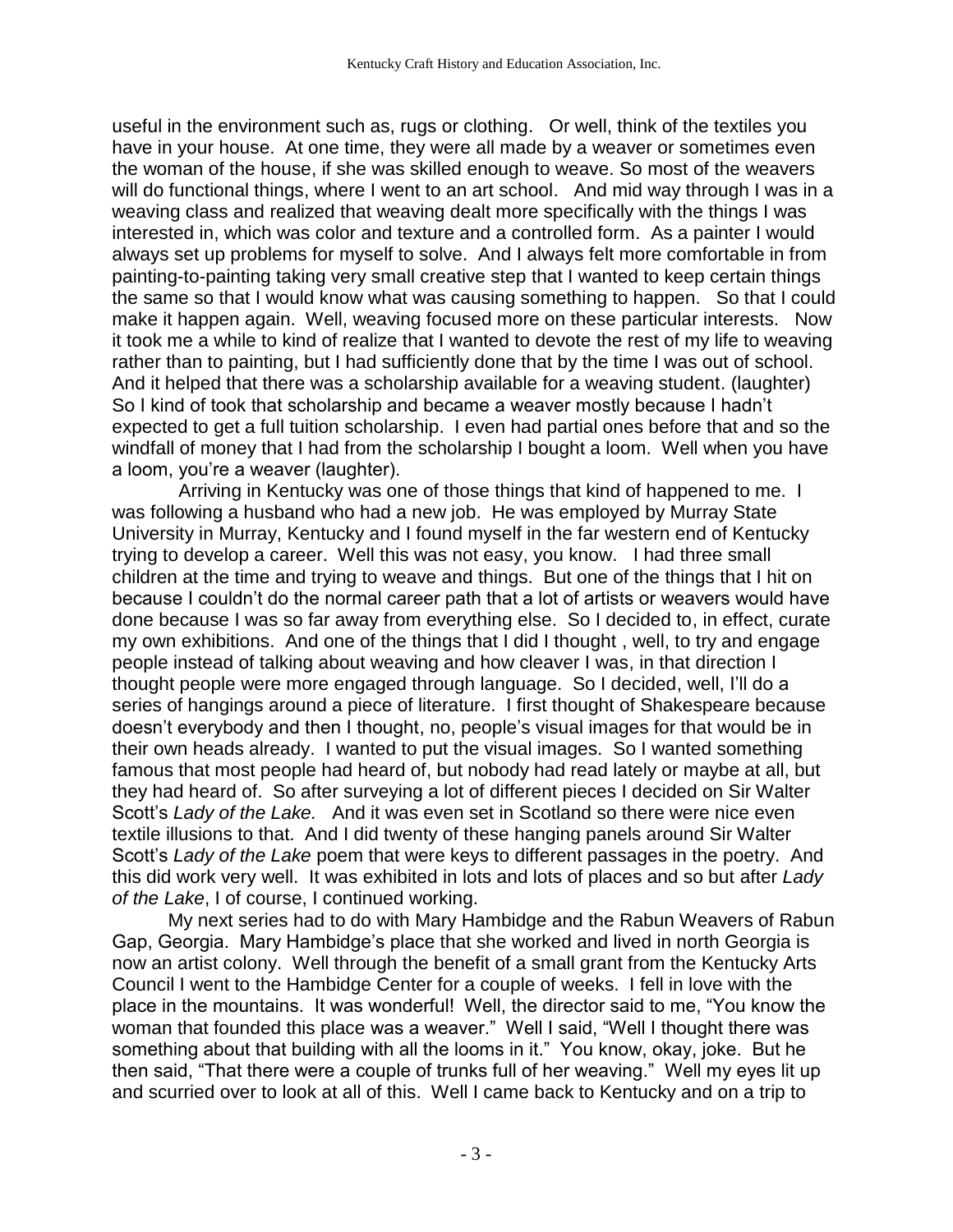useful in the environment such as, rugs or clothing. Or well, think of the textiles you have in your house. At one time, they were all made by a weaver or sometimes even the woman of the house, if she was skilled enough to weave. So most of the weavers will do functional things, where I went to an art school. And mid way through I was in a weaving class and realized that weaving dealt more specifically with the things I was interested in, which was color and texture and a controlled form. As a painter I would always set up problems for myself to solve. And I always felt more comfortable in from painting-to-painting taking very small creative step that I wanted to keep certain things the same so that I would know what was causing something to happen. So that I could make it happen again. Well, weaving focused more on these particular interests. Now it took me a while to kind of realize that I wanted to devote the rest of my life to weaving rather than to painting, but I had sufficiently done that by the time I was out of school. And it helped that there was a scholarship available for a weaving student. (laughter) So I kind of took that scholarship and became a weaver mostly because I hadn't expected to get a full tuition scholarship. I even had partial ones before that and so the windfall of money that I had from the scholarship I bought a loom. Well when you have a loom, you're a weaver (laughter).

Arriving in Kentucky was one of those things that kind of happened to me. I was following a husband who had a new job. He was employed by Murray State University in Murray, Kentucky and I found myself in the far western end of Kentucky trying to develop a career. Well this was not easy, you know. I had three small children at the time and trying to weave and things. But one of the things that I hit on because I couldn't do the normal career path that a lot of artists or weavers would have done because I was so far away from everything else. So I decided to, in effect, curate my own exhibitions. And one of the things that I did I thought , well, to try and engage people instead of talking about weaving and how cleaver I was, in that direction I thought people were more engaged through language. So I decided, well, I'll do a series of hangings around a piece of literature. I first thought of Shakespeare because doesn't everybody and then I thought, no, people's visual images for that would be in their own heads already. I wanted to put the visual images. So I wanted something famous that most people had heard of, but nobody had read lately or maybe at all, but they had heard of. So after surveying a lot of different pieces I decided on Sir Walter Scott's *Lady of the Lake.* And it was even set in Scotland so there were nice even textile illusions to that. And I did twenty of these hanging panels around Sir Walter Scott's *Lady of the Lake* poem that were keys to different passages in the poetry. And this did work very well. It was exhibited in lots and lots of places and so but after *Lady of the Lake*, I of course, I continued working.

My next series had to do with Mary Hambidge and the Rabun Weavers of Rabun Gap, Georgia. Mary Hambidge's place that she worked and lived in north Georgia is now an artist colony. Well through the benefit of a small grant from the Kentucky Arts Council I went to the Hambidge Center for a couple of weeks. I fell in love with the place in the mountains. It was wonderful! Well, the director said to me, "You know the woman that founded this place was a weaver." Well I said, "Well I thought there was something about that building with all the looms in it." You know, okay, joke. But he then said, "That there were a couple of trunks full of her weaving." Well my eyes lit up and scurried over to look at all of this. Well I came back to Kentucky and on a trip to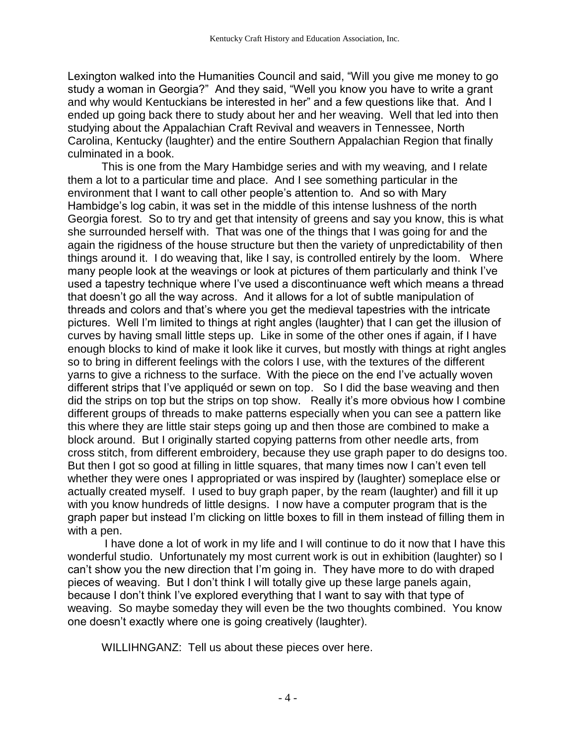Lexington walked into the Humanities Council and said, "Will you give me money to go study a woman in Georgia?" And they said, "Well you know you have to write a grant and why would Kentuckians be interested in her" and a few questions like that. And I ended up going back there to study about her and her weaving. Well that led into then studying about the Appalachian Craft Revival and weavers in Tennessee, North Carolina, Kentucky (laughter) and the entire Southern Appalachian Region that finally culminated in a book.

This is one from the Mary Hambidge series and with my weaving, and I relate them a lot to a particular time and place. And I see something particular in the environment that I want to call other people's attention to. And so with Mary Hambidge's log cabin, it was set in the middle of this intense lushness of the north Georgia forest. So to try and get that intensity of greens and say you know, this is what she surrounded herself with. That was one of the things that I was going for and the again the rigidness of the house structure but then the variety of unpredictability of then things around it. I do weaving that, like I say, is controlled entirely by the loom. Where many people look at the weavings or look at pictures of them particularly and think I've used a tapestry technique where I've used a discontinuance weft which means a thread that doesn't go all the way across. And it allows for a lot of subtle manipulation of threads and colors and that's where you get the medieval tapestries with the intricate pictures. Well I'm limited to things at right angles (laughter) that I can get the illusion of curves by having small little steps up. Like in some of the other ones if again, if I have enough blocks to kind of make it look like it curves, but mostly with things at right angles so to bring in different feelings with the colors I use, with the textures of the different yarns to give a richness to the surface. With the piece on the end I've actually woven different strips that I've appliquéd or sewn on top. So I did the base weaving and then did the strips on top but the strips on top show. Really it's more obvious how I combine different groups of threads to make patterns especially when you can see a pattern like this where they are little stair steps going up and then those are combined to make a block around. But I originally started copying patterns from other needle arts, from cross stitch, from different embroidery, because they use graph paper to do designs too. But then I got so good at filling in little squares, that many times now I can't even tell whether they were ones I appropriated or was inspired by (laughter) someplace else or actually created myself. I used to buy graph paper, by the ream (laughter) and fill it up with you know hundreds of little designs. I now have a computer program that is the graph paper but instead I'm clicking on little boxes to fill in them instead of filling them in with a pen.

I have done a lot of work in my life and I will continue to do it now that I have this wonderful studio. Unfortunately my most current work is out in exhibition (laughter) so I can't show you the new direction that I'm going in. They have more to do with draped pieces of weaving. But I don't think I will totally give up these large panels again, because I don't think I've explored everything that I want to say with that type of weaving. So maybe someday they will even be the two thoughts combined. You know one doesn't exactly where one is going creatively (laughter).

WILLIHNGANZ: Tell us about these pieces over here.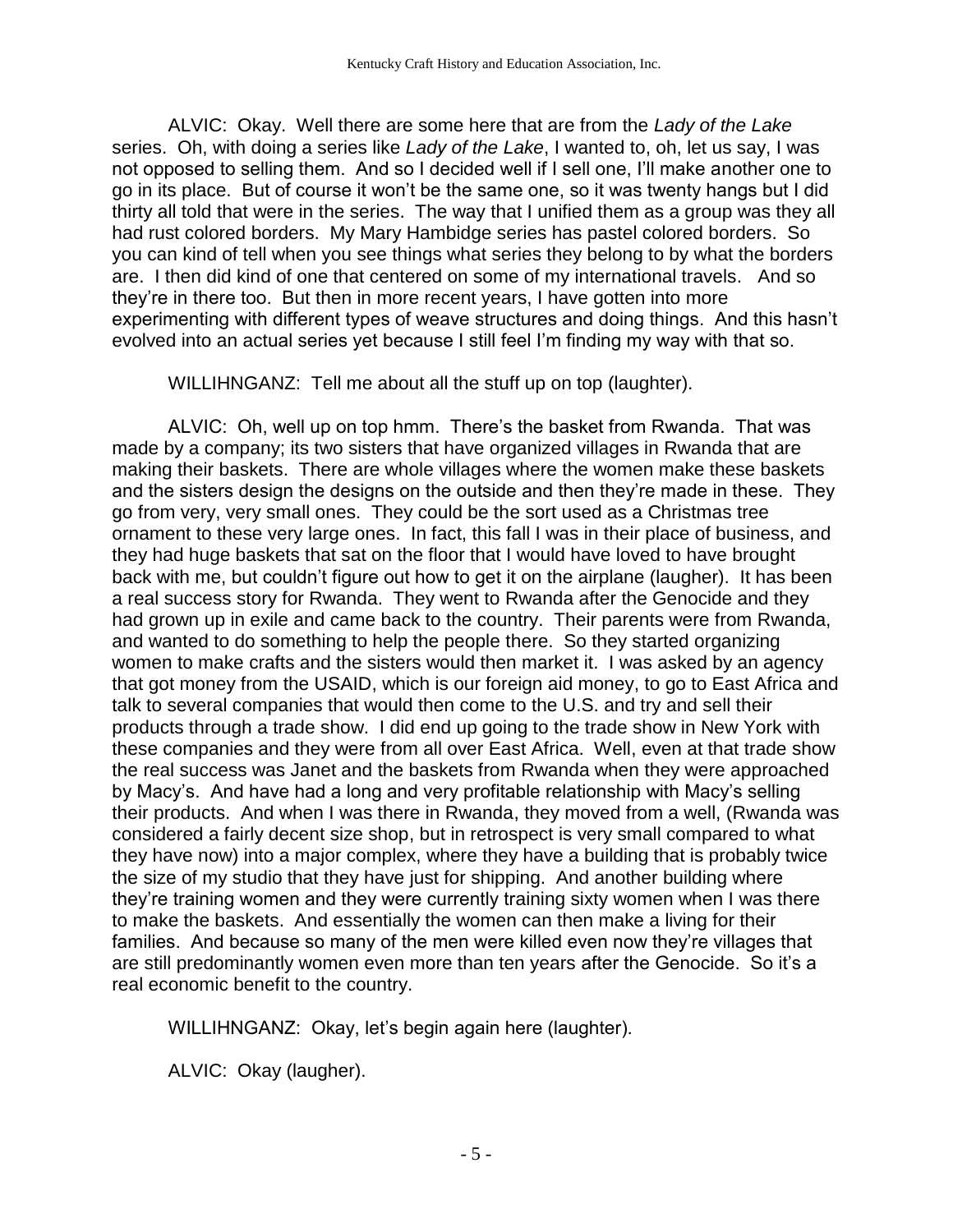ALVIC: Okay. Well there are some here that are from the *Lady of the Lake* series. Oh, with doing a series like *Lady of the Lake*, I wanted to, oh, let us say, I was not opposed to selling them. And so I decided well if I sell one, I'll make another one to go in its place. But of course it won't be the same one, so it was twenty hangs but I did thirty all told that were in the series. The way that I unified them as a group was they all had rust colored borders. My Mary Hambidge series has pastel colored borders. So you can kind of tell when you see things what series they belong to by what the borders are. I then did kind of one that centered on some of my international travels. And so they're in there too. But then in more recent years, I have gotten into more experimenting with different types of weave structures and doing things. And this hasn't evolved into an actual series yet because I still feel I'm finding my way with that so.

WILLIHNGANZ: Tell me about all the stuff up on top (laughter).

ALVIC: Oh, well up on top hmm. There's the basket from Rwanda. That was made by a company; its two sisters that have organized villages in Rwanda that are making their baskets. There are whole villages where the women make these baskets and the sisters design the designs on the outside and then they're made in these. They go from very, very small ones. They could be the sort used as a Christmas tree ornament to these very large ones. In fact, this fall I was in their place of business, and they had huge baskets that sat on the floor that I would have loved to have brought back with me, but couldn't figure out how to get it on the airplane (laughter). It has been a real success story for Rwanda. They went to Rwanda after the Genocide and they had grown up in exile and came back to the country. Their parents were from Rwanda, and wanted to do something to help the people there. So they started organizing women to make crafts and the sisters would then market it. I was asked by an agency that got money from the USAID, which is our foreign aid money, to go to East Africa and talk to several companies that would then come to the U.S. and try and sell their products through a trade show. I did end up going to the trade show in New York with these companies and they were from all over East Africa. Well, even at that trade show the real success was Janet and the baskets from Rwanda when they were approached by Macy's. And have had a long and very profitable relationship with Macy's selling their products. And when I was there in Rwanda, they moved from a well, (Rwanda was considered a fairly decent size shop, but in retrospect is very small compared to what they have now) into a major complex, where they have a building that is probably twice the size of my studio that they have just for shipping. And another building where they're training women and they were currently training sixty women when I was there to make the baskets. And essentially the women can then make a living for their families. And because so many of the men were killed even now they're villages that are still predominantly women even more than ten years after the Genocide. So it's a real economic benefit to the country.

WILLIHNGANZ: Okay, let's begin again here (laughter).

ALVIC: Okay (laugher).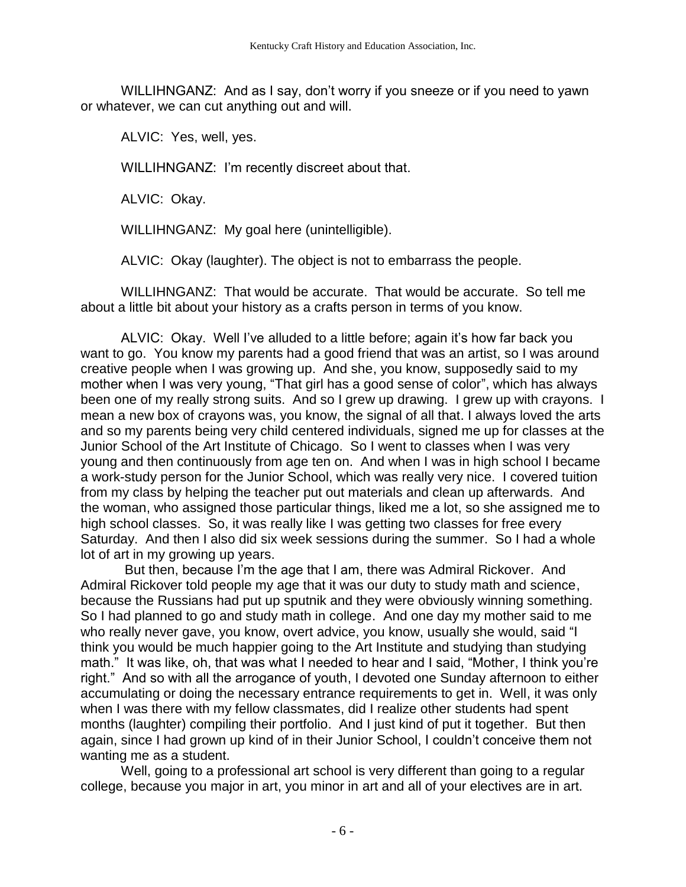WILLIHNGANZ: And as I say, don't worry if you sneeze or if you need to yawn or whatever, we can cut anything out and will.

ALVIC: Yes, well, yes.

WILLIHNGANZ: I'm recently discreet about that.

ALVIC: Okay.

WILLIHNGANZ: My goal here (unintelligible).

ALVIC: Okay (laughter). The object is not to embarrass the people.

WILLIHNGANZ: That would be accurate. That would be accurate. So tell me about a little bit about your history as a crafts person in terms of you know.

ALVIC: Okay. Well I've alluded to a little before; again it's how far back you want to go. You know my parents had a good friend that was an artist, so I was around creative people when I was growing up. And she, you know, supposedly said to my mother when I was very young, "That girl has a good sense of color", which has always been one of my really strong suits. And so I grew up drawing. I grew up with crayons. I mean a new box of crayons was, you know, the signal of all that. I always loved the arts and so my parents being very child centered individuals, signed me up for classes at the Junior School of the Art Institute of Chicago. So I went to classes when I was very young and then continuously from age ten on. And when I was in high school I became a work-study person for the Junior School, which was really very nice. I covered tuition from my class by helping the teacher put out materials and clean up afterwards. And the woman, who assigned those particular things, liked me a lot, so she assigned me to high school classes. So, it was really like I was getting two classes for free every Saturday. And then I also did six week sessions during the summer. So I had a whole lot of art in my growing up years.

But then, because I'm the age that I am, there was Admiral Rickover. And Admiral Rickover told people my age that it was our duty to study math and science, because the Russians had put up sputnik and they were obviously winning something. So I had planned to go and study math in college. And one day my mother said to me who really never gave, you know, overt advice, you know, usually she would, said "I think you would be much happier going to the Art Institute and studying than studying math." It was like, oh, that was what I needed to hear and I said, "Mother, I think you're right." And so with all the arrogance of youth, I devoted one Sunday afternoon to either accumulating or doing the necessary entrance requirements to get in. Well, it was only when I was there with my fellow classmates, did I realize other students had spent months (laughter) compiling their portfolio. And I just kind of put it together. But then again, since I had grown up kind of in their Junior School, I couldn't conceive them not wanting me as a student.

Well, going to a professional art school is very different than going to a regular college, because you major in art, you minor in art and all of your electives are in art.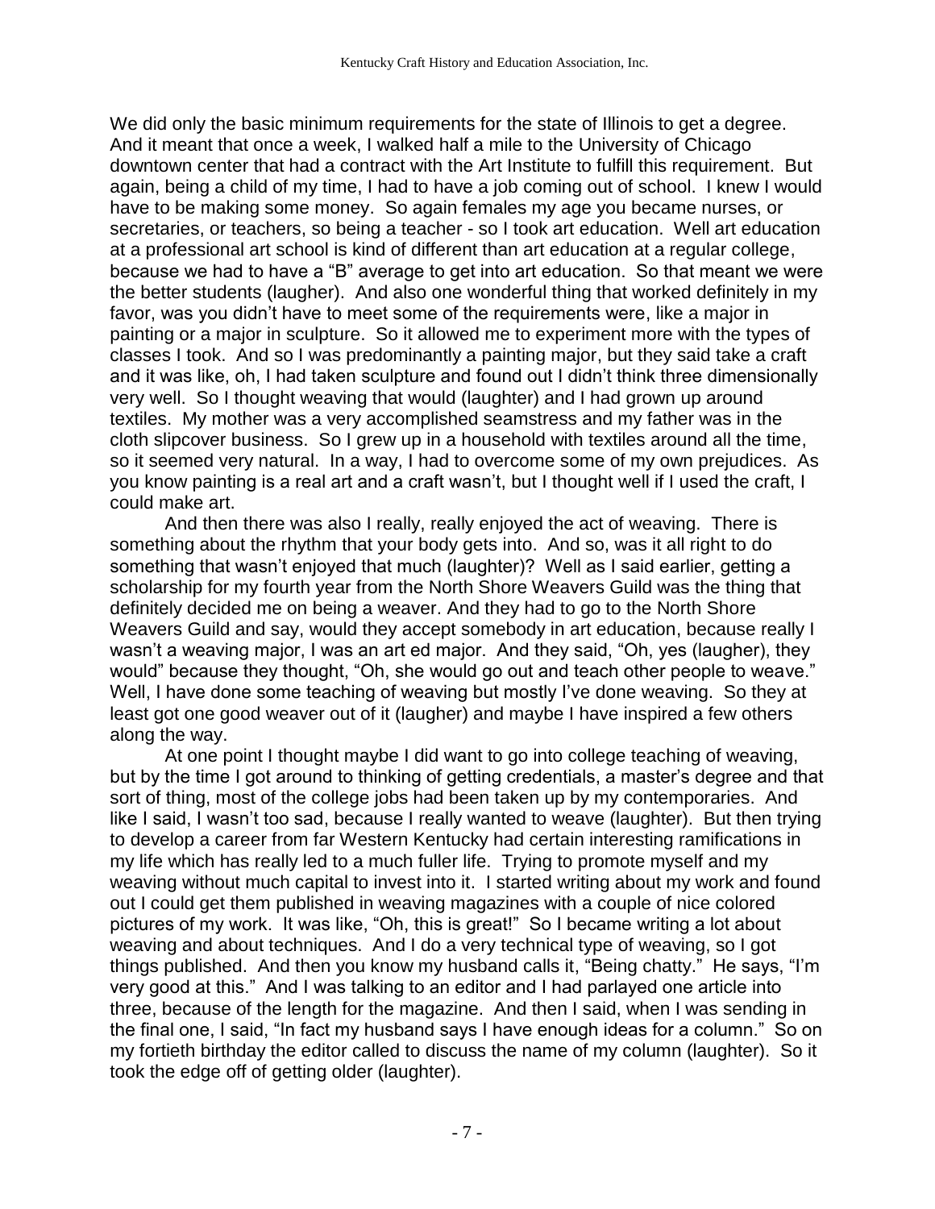We did only the basic minimum requirements for the state of Illinois to get a degree. And it meant that once a week, I walked half a mile to the University of Chicago downtown center that had a contract with the Art Institute to fulfill this requirement. But again, being a child of my time, I had to have a job coming out of school. I knew I would have to be making some money. So again females my age you became nurses, or secretaries, or teachers, so being a teacher - so I took art education. Well art education at a professional art school is kind of different than art education at a regular college, because we had to have a "B" average to get into art education. So that meant we were the better students (laughter). And also one wonderful thing that worked definitely in my favor, was you didn't have to meet some of the requirements were, like a major in painting or a major in sculpture. So it allowed me to experiment more with the types of classes I took. And so I was predominantly a painting major, but they said take a craft and it was like, oh, I had taken sculpture and found out I didn't think three dimensionally very well. So I thought weaving that would (laughter) and I had grown up around textiles. My mother was a very accomplished seamstress and my father was in the cloth slipcover business. So I grew up in a household with textiles around all the time, so it seemed very natural. In a way, I had to overcome some of my own prejudices. As you know painting is a real art and a craft wasn't, but I thought well if I used the craft, I could make art.

And then there was also I really, really enjoyed the act of weaving. There is something about the rhythm that your body gets into. And so, was it all right to do something that wasn't enjoyed that much (laughter)? Well as I said earlier, getting a scholarship for my fourth year from the North Shore Weavers Guild was the thing that definitely decided me on being a weaver. And they had to go to the North Shore Weavers Guild and say, would they accept somebody in art education, because really I wasn't a weaving major, I was an art ed major. And they said, "Oh, yes (laughter), they would" because they thought, "Oh, she would go out and teach other people to weave." Well, I have done some teaching of weaving but mostly I've done weaving. So they at least got one good weaver out of it (laughter) and maybe I have inspired a few others along the way.

At one point I thought maybe I did want to go into college teaching of weaving, but by the time I got around to thinking of getting credentials, a master's degree and that sort of thing, most of the college jobs had been taken up by my contemporaries. And like I said, I wasn't too sad, because I really wanted to weave (laughter). But then trying to develop a career from far Western Kentucky had certain interesting ramifications in my life which has really led to a much fuller life. Trying to promote myself and my weaving without much capital to invest into it. I started writing about my work and found out I could get them published in weaving magazines with a couple of nice colored pictures of my work. It was like, "Oh, this is great!" So I became writing a lot about weaving and about techniques. And I do a very technical type of weaving, so I got things published. And then you know my husband calls it, "Being chatty." He says, "I'm very good at this." And I was talking to an editor and I had parlayed one article into three, because of the length for the magazine. And then I said, when I was sending in the final one, I said, "In fact my husband says I have enough ideas for a column." So on my fortieth birthday the editor called to discuss the name of my column (laughter). So it took the edge off of getting older (laughter).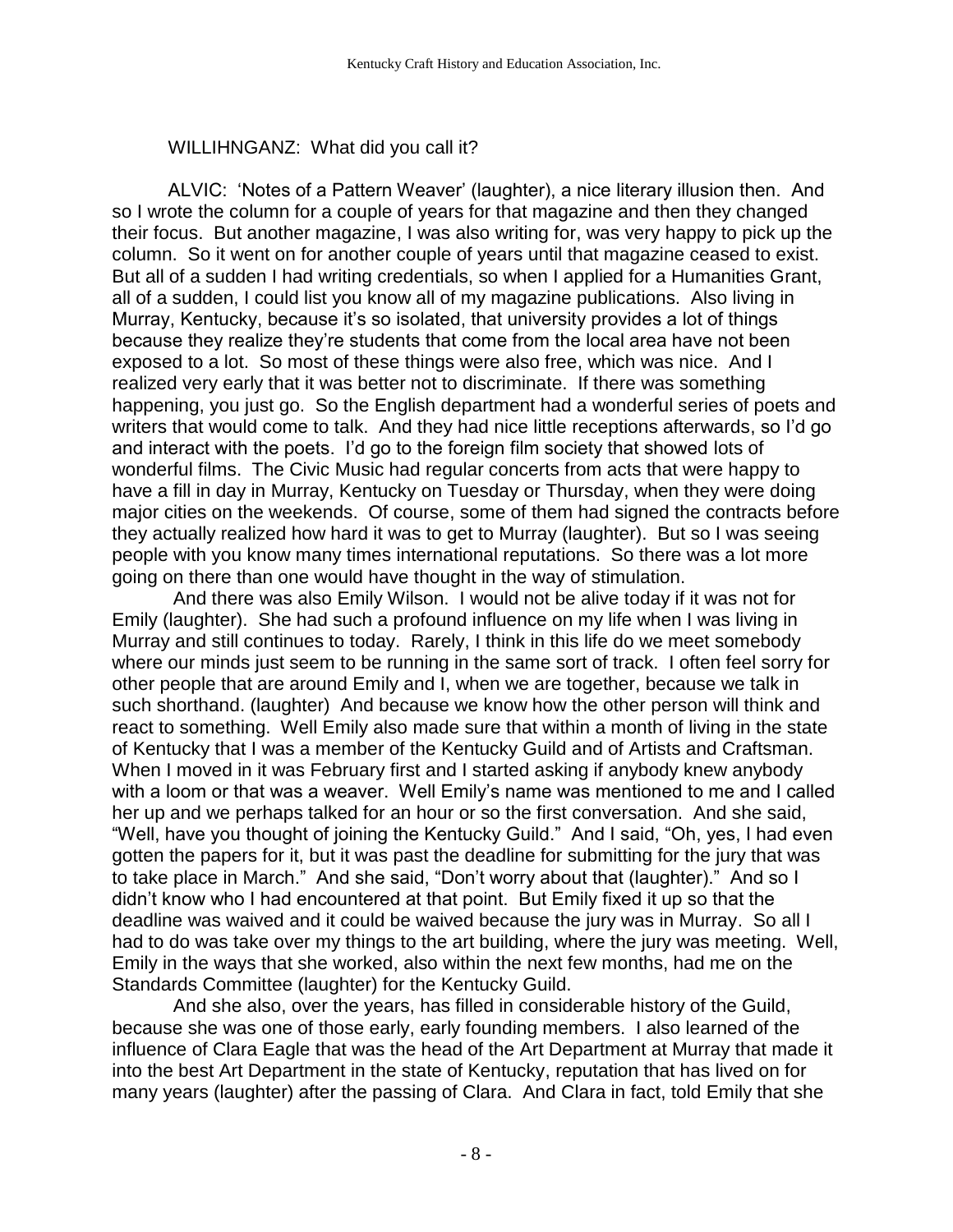WILLIHNGANZ: What did you call it?

ALVIC: 'Notes of a Pattern Weaver' (laughter), a nice literary illusion then. And so I wrote the column for a couple of years for that magazine and then they changed their focus. But another magazine, I was also writing for, was very happy to pick up the column. So it went on for another couple of years until that magazine ceased to exist. But all of a sudden I had writing credentials, so when I applied for a Humanities Grant, all of a sudden, I could list you know all of my magazine publications. Also living in Murray, Kentucky, because it's so isolated, that university provides a lot of things because they realize they're students that come from the local area have not been exposed to a lot. So most of these things were also free, which was nice. And I realized very early that it was better not to discriminate. If there was something happening, you just go. So the English department had a wonderful series of poets and writers that would come to talk. And they had nice little receptions afterwards, so I'd go and interact with the poets. I'd go to the foreign film society that showed lots of wonderful films. The Civic Music had regular concerts from acts that were happy to have a fill in day in Murray, Kentucky on Tuesday or Thursday, when they were doing major cities on the weekends. Of course, some of them had signed the contracts before they actually realized how hard it was to get to Murray (laughter). But so I was seeing people with you know many times international reputations. So there was a lot more going on there than one would have thought in the way of stimulation.

And there was also Emily Wilson. I would not be alive today if it was not for Emily (laughter). She had such a profound influence on my life when I was living in Murray and still continues to today. Rarely, I think in this life do we meet somebody where our minds just seem to be running in the same sort of track. I often feel sorry for other people that are around Emily and I, when we are together, because we talk in such shorthand. (laughter) And because we know how the other person will think and react to something. Well Emily also made sure that within a month of living in the state of Kentucky that I was a member of the Kentucky Guild and of Artists and Craftsman. When I moved in it was February first and I started asking if anybody knew anybody with a loom or that was a weaver. Well Emily's name was mentioned to me and I called her up and we perhaps talked for an hour or so the first conversation. And she said, "Well, have you thought of joining the Kentucky Guild." And I said, "Oh, yes, I had even gotten the papers for it, but it was past the deadline for submitting for the jury that was to take place in March." And she said, "Don't worry about that (laughter)." And so I didn't know who I had encountered at that point. But Emily fixed it up so that the deadline was waived and it could be waived because the jury was in Murray. So all I had to do was take over my things to the art building, where the jury was meeting. Well, Emily in the ways that she worked, also within the next few months, had me on the Standards Committee (laughter) for the Kentucky Guild.

And she also, over the years, has filled in considerable history of the Guild, because she was one of those early, early founding members. I also learned of the influence of Clara Eagle that was the head of the Art Department at Murray that made it into the best Art Department in the state of Kentucky, reputation that has lived on for many years (laughter) after the passing of Clara. And Clara in fact, told Emily that she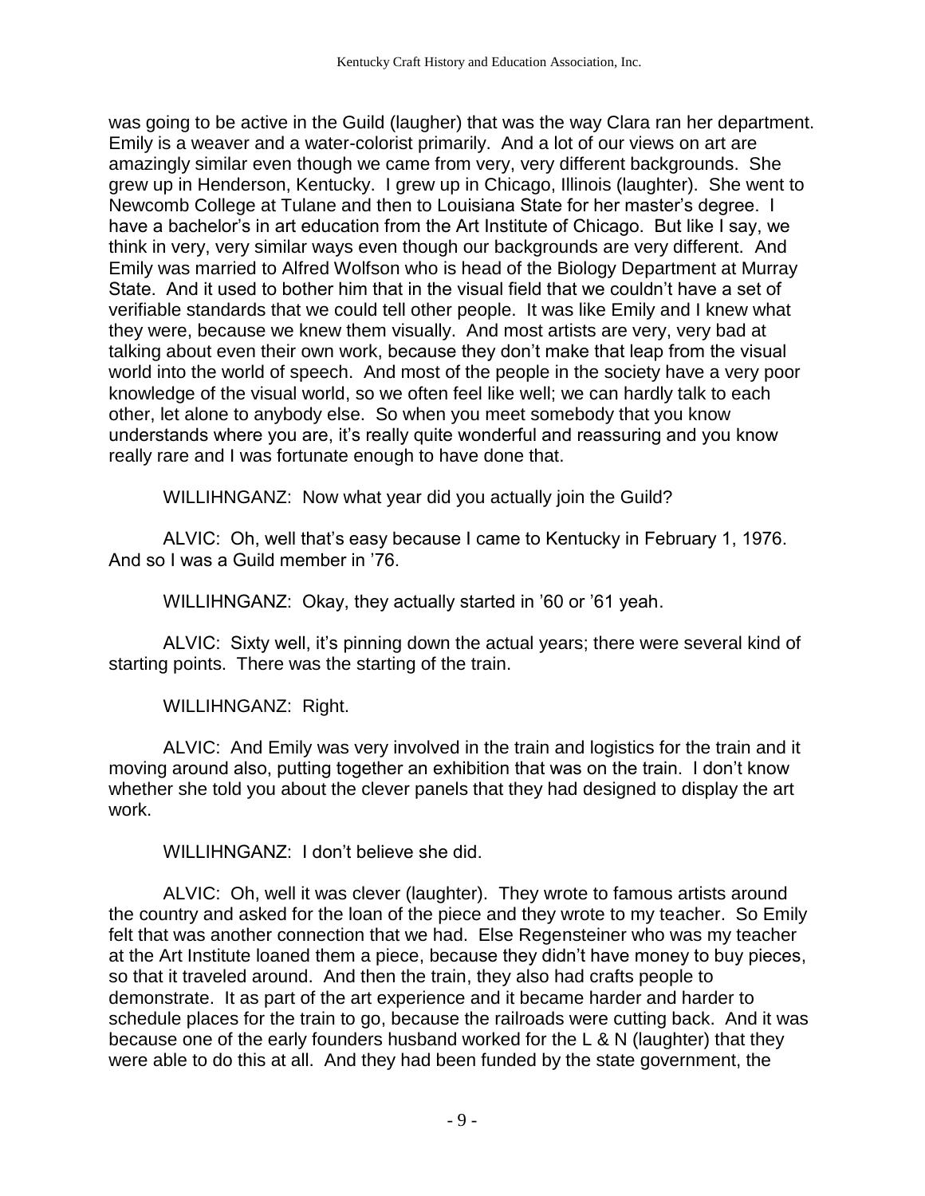was going to be active in the Guild (laugher) that was the way Clara ran her department. Emily is a weaver and a water-colorist primarily. And a lot of our views on art are amazingly similar even though we came from very, very different backgrounds. She grew up in Henderson, Kentucky. I grew up in Chicago, Illinois (laughter). She went to Newcomb College at Tulane and then to Louisiana State for her master's degree. I have a bachelor's in art education from the Art Institute of Chicago. But like I say, we think in very, very similar ways even though our backgrounds are very different. And Emily was married to Alfred Wolfson who is head of the Biology Department at Murray State. And it used to bother him that in the visual field that we couldn't have a set of verifiable standards that we could tell other people. It was like Emily and I knew what they were, because we knew them visually. And most artists are very, very bad at talking about even their own work, because they don't make that leap from the visual world into the world of speech. And most of the people in the society have a very poor knowledge of the visual world, so we often feel like well; we can hardly talk to each other, let alone to anybody else. So when you meet somebody that you know understands where you are, it's really quite wonderful and reassuring and you know really rare and I was fortunate enough to have done that.

WILLIHNGANZ: Now what year did you actually join the Guild?

ALVIC: Oh, well that's easy because I came to Kentucky in February 1, 1976. And so I was a Guild member in '76.

WILLIHNGANZ: Okay, they actually started in '60 or '61 yeah.

ALVIC: Sixty well, it's pinning down the actual years; there were several kind of starting points. There was the starting of the train.

WILLIHNGANZ: Right.

ALVIC: And Emily was very involved in the train and logistics for the train and it moving around also, putting together an exhibition that was on the train. I don't know whether she told you about the clever panels that they had designed to display the art work.

WILLIHNGANZ: I don't believe she did.

ALVIC: Oh, well it was clever (laughter). They wrote to famous artists around the country and asked for the loan of the piece and they wrote to my teacher. So Emily felt that was another connection that we had. Else Regensteiner who was my teacher at the Art Institute loaned them a piece, because they didn't have money to buy pieces, so that it traveled around. And then the train, they also had crafts people to demonstrate. It as part of the art experience and it became harder and harder to schedule places for the train to go, because the railroads were cutting back. And it was because one of the early founders husband worked for the L & N (laughter) that they were able to do this at all. And they had been funded by the state government, the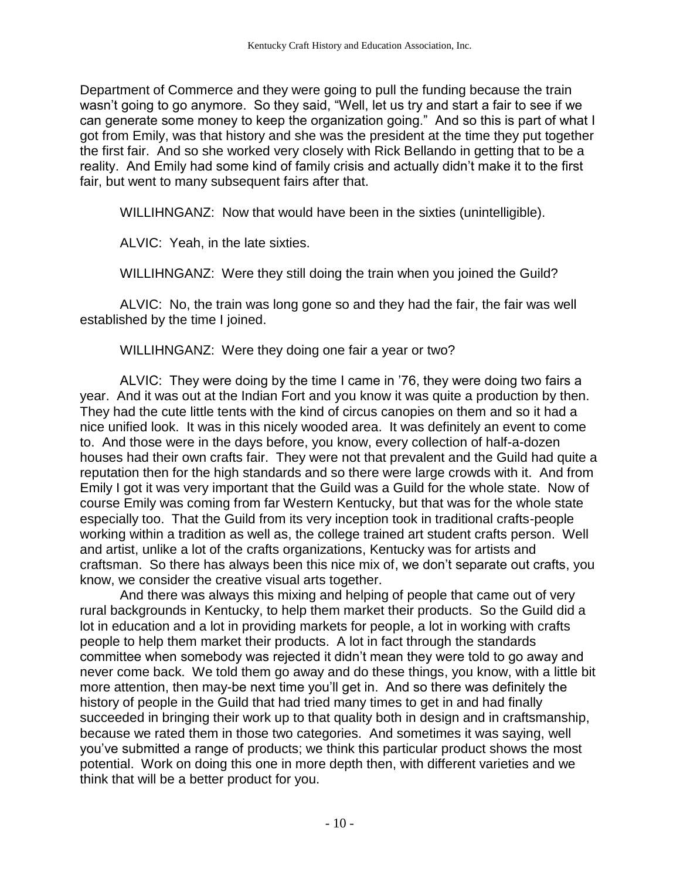Department of Commerce and they were going to pull the funding because the train wasn't going to go anymore. So they said, "Well, let us try and start a fair to see if we can generate some money to keep the organization going." And so this is part of what I got from Emily, was that history and she was the president at the time they put together the first fair. And so she worked very closely with Rick Bellando in getting that to be a reality. And Emily had some kind of family crisis and actually didn't make it to the first fair, but went to many subsequent fairs after that.

WILLIHNGANZ: Now that would have been in the sixties (unintelligible).

ALVIC: Yeah, in the late sixties.

WILLIHNGANZ: Were they still doing the train when you joined the Guild?

ALVIC: No, the train was long gone so and they had the fair, the fair was well established by the time I joined.

WILLIHNGANZ: Were they doing one fair a year or two?

ALVIC: They were doing by the time I came in '76, they were doing two fairs a year. And it was out at the Indian Fort and you know it was quite a production by then. They had the cute little tents with the kind of circus canopies on them and so it had a nice unified look. It was in this nicely wooded area. It was definitely an event to come to. And those were in the days before, you know, every collection of half-a-dozen houses had their own crafts fair. They were not that prevalent and the Guild had quite a reputation then for the high standards and so there were large crowds with it. And from Emily I got it was very important that the Guild was a Guild for the whole state. Now of course Emily was coming from far Western Kentucky, but that was for the whole state especially too. That the Guild from its very inception took in traditional crafts-people working within a tradition as well as, the college trained art student crafts person. Well and artist, unlike a lot of the crafts organizations, Kentucky was for artists and craftsman. So there has always been this nice mix of, we don't separate out crafts, you know, we consider the creative visual arts together.

And there was always this mixing and helping of people that came out of very rural backgrounds in Kentucky, to help them market their products. So the Guild did a lot in education and a lot in providing markets for people, a lot in working with crafts people to help them market their products. A lot in fact through the standards committee when somebody was rejected it didn't mean they were told to go away and never come back. We told them go away and do these things, you know, with a little bit more attention, then may-be next time you'll get in. And so there was definitely the history of people in the Guild that had tried many times to get in and had finally succeeded in bringing their work up to that quality both in design and in craftsmanship, because we rated them in those two categories. And sometimes it was saying, well you've submitted a range of products; we think this particular product shows the most potential. Work on doing this one in more depth then, with different varieties and we think that will be a better product for you.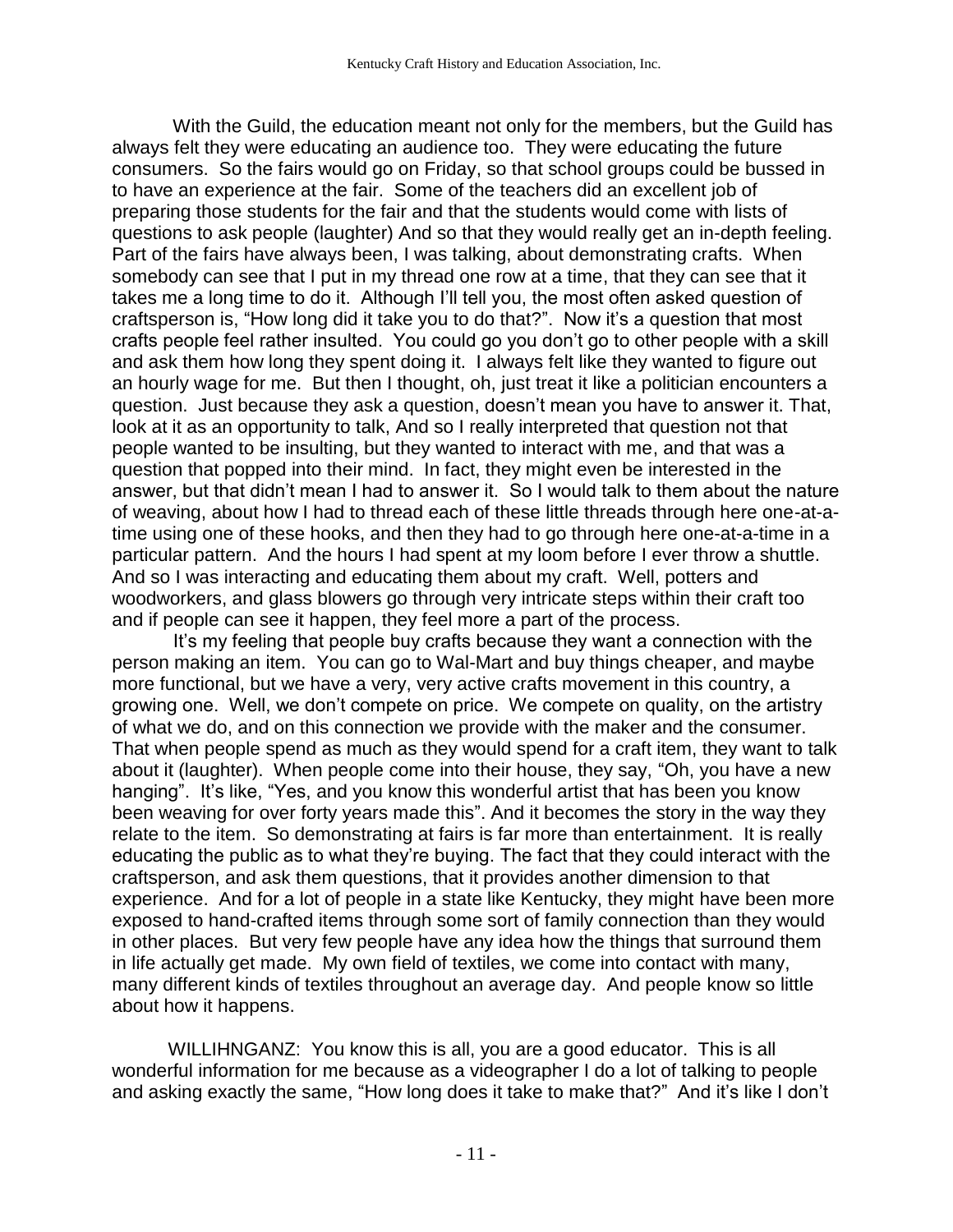With the Guild, the education meant not only for the members, but the Guild has always felt they were educating an audience too. They were educating the future consumers. So the fairs would go on Friday, so that school groups could be bussed in to have an experience at the fair. Some of the teachers did an excellent job of preparing those students for the fair and that the students would come with lists of questions to ask people (laughter) And so that they would really get an in-depth feeling. Part of the fairs have always been, I was talking, about demonstrating crafts. When somebody can see that I put in my thread one row at a time, that they can see that it takes me a long time to do it. Although I'll tell you, the most often asked question of craftsperson is, "How long did it take you to do that?". Now it's a question that most crafts people feel rather insulted. You could go you don't go to other people with a skill and ask them how long they spent doing it. I always felt like they wanted to figure out an hourly wage for me. But then I thought, oh, just treat it like a politician encounters a question. Just because they ask a question, doesn't mean you have to answer it. That, look at it as an opportunity to talk, And so I really interpreted that question not that people wanted to be insulting, but they wanted to interact with me, and that was a question that popped into their mind. In fact, they might even be interested in the answer, but that didn't mean I had to answer it. So I would talk to them about the nature of weaving, about how I had to thread each of these little threads through here one-at-a-time using one of these hooks, and then they had to go through here one-at-a-time in a particular pattern. And the hours I had spent at my loom before I ever throw a shuttle. And so I was interacting and educating them about my craft. Well, potters and woodworkers, and glass blowers go through very intricate steps within their craft too and if people can see it happen, they feel more a part of the process.

It's my feeling that people buy crafts because they want a connection with the person making an item. You can go to Wal-Mart and buy things cheaper, and maybe more functional, but we have a very, very active crafts movement in this country, a growing one. Well, we don't compete on price. We compete on quality, on the artistry of what we do, and on this connection we provide with the maker and the consumer. That when people spend as much as they would spend for a craft item, they want to talk about it (laughter). When people come into their house, they say, "Oh, you have a new hanging". It's like, "Yes, and you know this wonderful artist that has been you know been weaving for over forty years made this". And it becomes the story in the way they relate to the item. So demonstrating at fairs is far more than entertainment. It is really educating the public as to what they're buying. The fact that they could interact with the craftsperson, and ask them questions, that it provides another dimension to that experience. And for a lot of people in a state like Kentucky, they might have been more exposed to hand-crafted items through some sort of family connection than they would in other places. But very few people have any idea how the things that surround them in life actually get made. My own field of textiles, we come into contact with many, many different kinds of textiles throughout an average day. And people know so little about how it happens.

WILLIHNGANZ: You know this is all, you are a good educator. This is all wonderful information for me because as a videographer I do a lot of talking to people and asking exactly the same, "How long does it take to make that?" And it's like I don't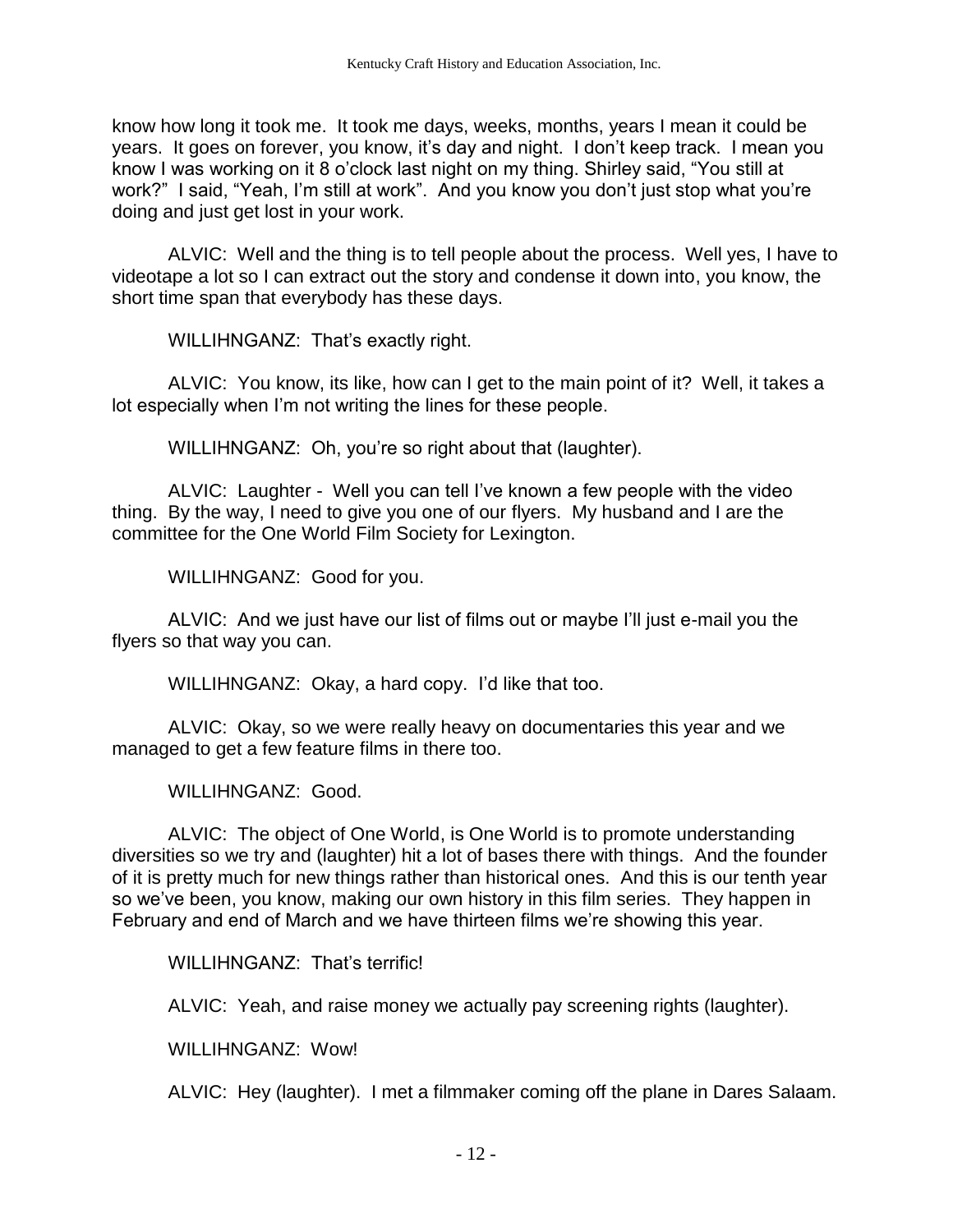know how long it took me. It took me days, weeks, months, years I mean it could be years. It goes on forever, you know, it's day and night. I don't keep track. I mean you know I was working on it 8 o'clock last night on my thing. Shirley said, "You still at work?" I said, "Yeah, I'm still at work". And you know you don't just stop what you're doing and just get lost in your work.

ALVIC: Well and the thing is to tell people about the process. Well yes, I have to videotape a lot so I can extract out the story and condense it down into, you know, the short time span that everybody has these days.

WILLIHNGANZ: That's exactly right.

ALVIC: You know, its like, how can I get to the main point of it? Well, it takes a lot especially when I'm not writing the lines for these people.

WILLIHNGANZ: Oh, you're so right about that (laughter).

ALVIC: Laughter - Well you can tell I've known a few people with the video thing. By the way, I need to give you one of our flyers. My husband and I are the committee for the One World Film Society for Lexington.

WILLIHNGANZ: Good for you.

ALVIC: And we just have our list of films out or maybe I'll just e-mail you the flyers so that way you can.

WILLIHNGANZ: Okay, a hard copy. I'd like that too.

ALVIC: Okay, so we were really heavy on documentaries this year and we managed to get a few feature films in there too.

WILLIHNGANZ: Good.

ALVIC: The object of One World, is One World is to promote understanding diversities so we try and (laughter) hit a lot of bases there with things. And the founder of it is pretty much for new things rather than historical ones. And this is our tenth year so we've been, you know, making our own history in this film series. They happen in February and end of March and we have thirteen films we're showing this year.

WILLIHNGANZ: That's terrific!

ALVIC: Yeah, and raise money we actually pay screening rights (laughter).

WILLIHNGANZ: Wow!

ALVIC: Hey (laughter). I met a filmmaker coming off the plane in Dares Salaam.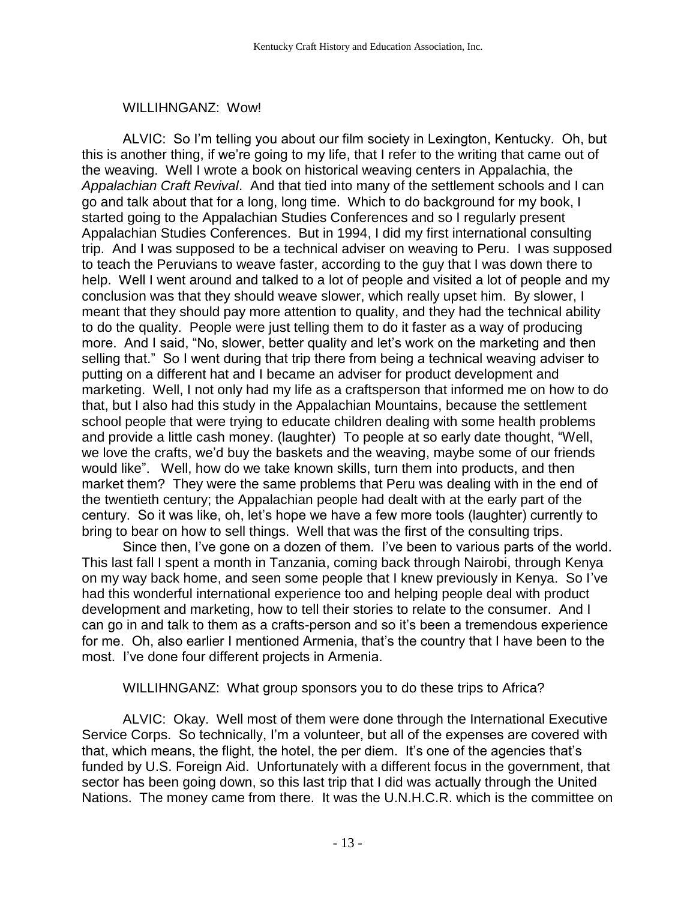WILLIHNGANZ: Wow!

ALVIC: So I'm telling you about our film society in Lexington, Kentucky. Oh, but this is another thing, if we're going to my life, that I refer to the writing that came out of the weaving. Well I wrote a book on historical weaving centers in Appalachia, the *Appalachian Craft Revival*. And that tied into many of the settlement schools and I can go and talk about that for a long, long time. Which to do background for my book, I started going to the Appalachian Studies Conferences and so I regularly present Appalachian Studies Conferences. But in 1994, I did my first international consulting trip. And I was supposed to be a technical adviser on weaving to Peru. I was supposed to teach the Peruvians to weave faster, according to the guy that I was down there to help. Well I went around and talked to a lot of people and visited a lot of people and my conclusion was that they should weave slower, which really upset him. By slower, I meant that they should pay more attention to quality, and they had the technical ability to do the quality. People were just telling them to do it faster as a way of producing more. And I said, "No, slower, better quality and let's work on the marketing and then selling that." So I went during that trip there from being a technical weaving adviser to putting on a different hat and I became an adviser for product development and marketing. Well, I not only had my life as a craftsperson that informed me on how to do that, but I also had this study in the Appalachian Mountains, because the settlement school people that were trying to educate children dealing with some health problems and provide a little cash money. (laughter) To people at so early date thought, "Well, we love the crafts, we'd buy the baskets and the weaving, maybe some of our friends would like". Well, how do we take known skills, turn them into products, and then market them? They were the same problems that Peru was dealing with in the end of the twentieth century; the Appalachian people had dealt with at the early part of the century. So it was like, oh, let's hope we have a few more tools (laughter) currently to bring to bear on how to sell things. Well that was the first of the consulting trips.

Since then, I've gone on a dozen of them. I've been to various parts of the world. This last fall I spent a month in Tanzania, coming back through Nairobi, through Kenya on my way back home, and seen some people that I knew previously in Kenya. So I've had this wonderful international experience too and helping people deal with product development and marketing, how to tell their stories to relate to the consumer. And I can go in and talk to them as a crafts-person and so it's been a tremendous experience for me. Oh, also earlier I mentioned Armenia, that's the country that I have been to the most. I've done four different projects in Armenia.

WILLIHNGANZ: What group sponsors you to do these trips to Africa?

ALVIC: Okay. Well most of them were done through the International Executive Service Corps. So technically, I'm a volunteer, but all of the expenses are covered with that, which means, the flight, the hotel, the per diem. It's one of the agencies that's funded by U.S. Foreign Aid. Unfortunately with a different focus in the government, that sector has been going down, so this last trip that I did was actually through the United Nations. The money came from there. It was the U.N.H.C.R. which is the committee on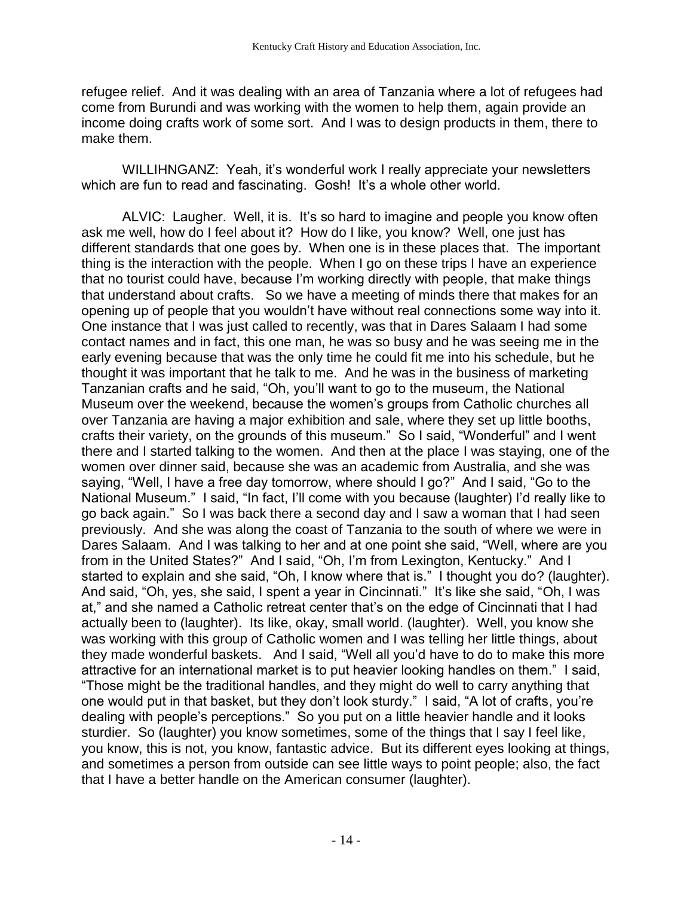refugee relief. And it was dealing with an area of Tanzania where a lot of refugees had come from Burundi and was working with the women to help them, again provide an income doing crafts work of some sort. And I was to design products in them, there to make them.

WILLIHNGANZ: Yeah, it's wonderful work I really appreciate your newsletters which are fun to read and fascinating. Gosh! It's a whole other world.

ALVIC: Laugher. Well, it is. It's so hard to imagine and people you know often ask me well, how do I feel about it? How do I like, you know? Well, one just has different standards that one goes by. When one is in these places that. The important thing is the interaction with the people. When I go on these trips I have an experience that no tourist could have, because I'm working directly with people, that make things that understand about crafts. So we have a meeting of minds there that makes for an opening up of people that you wouldn't have without real connections some way into it. One instance that I was just called to recently, was that in Dares Salaam I had some contact names and in fact, this one man, he was so busy and he was seeing me in the early evening because that was the only time he could fit me into his schedule, but he thought it was important that he talk to me. And he was in the business of marketing Tanzanian crafts and he said, "Oh, you'll want to go to the museum, the National Museum over the weekend, because the women's groups from Catholic churches all over Tanzania are having a major exhibition and sale, where they set up little booths, crafts their variety, on the grounds of this museum." So I said, "Wonderful" and I went there and I started talking to the women. And then at the place I was staying, one of the women over dinner said, because she was an academic from Australia, and she was saying, "Well, I have a free day tomorrow, where should I go?" And I said, "Go to the National Museum." I said, "In fact, I'll come with you because (laughter) I'd really like to go back again." So I was back there a second day and I saw a woman that I had seen previously. And she was along the coast of Tanzania to the south of where we were in Dares Salaam. And I was talking to her and at one point she said, "Well, where are you from in the United States?" And I said, "Oh, I'm from Lexington, Kentucky." And I started to explain and she said, "Oh, I know where that is." I thought you do? (laughter). And said, "Oh, yes, she said, I spent a year in Cincinnati." It's like she said, "Oh, I was at," and she named a Catholic retreat center that's on the edge of Cincinnati that I had actually been to (laughter). Its like, okay, small world. (laughter). Well, you know she was working with this group of Catholic women and I was telling her little things, about they made wonderful baskets. And I said, "Well all you'd have to do to make this more attractive for an international market is to put heavier looking handles on them." I said, "Those might be the traditional handles, and they might do well to carry anything that one would put in that basket, but they don't look sturdy." I said, "A lot of crafts, you're dealing with people's perceptions." So you put on a little heavier handle and it looks sturdier. So (laughter) you know sometimes, some of the things that I say I feel like, you know, this is not, you know, fantastic advice. But its different eyes looking at things, and sometimes a person from outside can see little ways to point people; also, the fact that I have a better handle on the American consumer (laughter).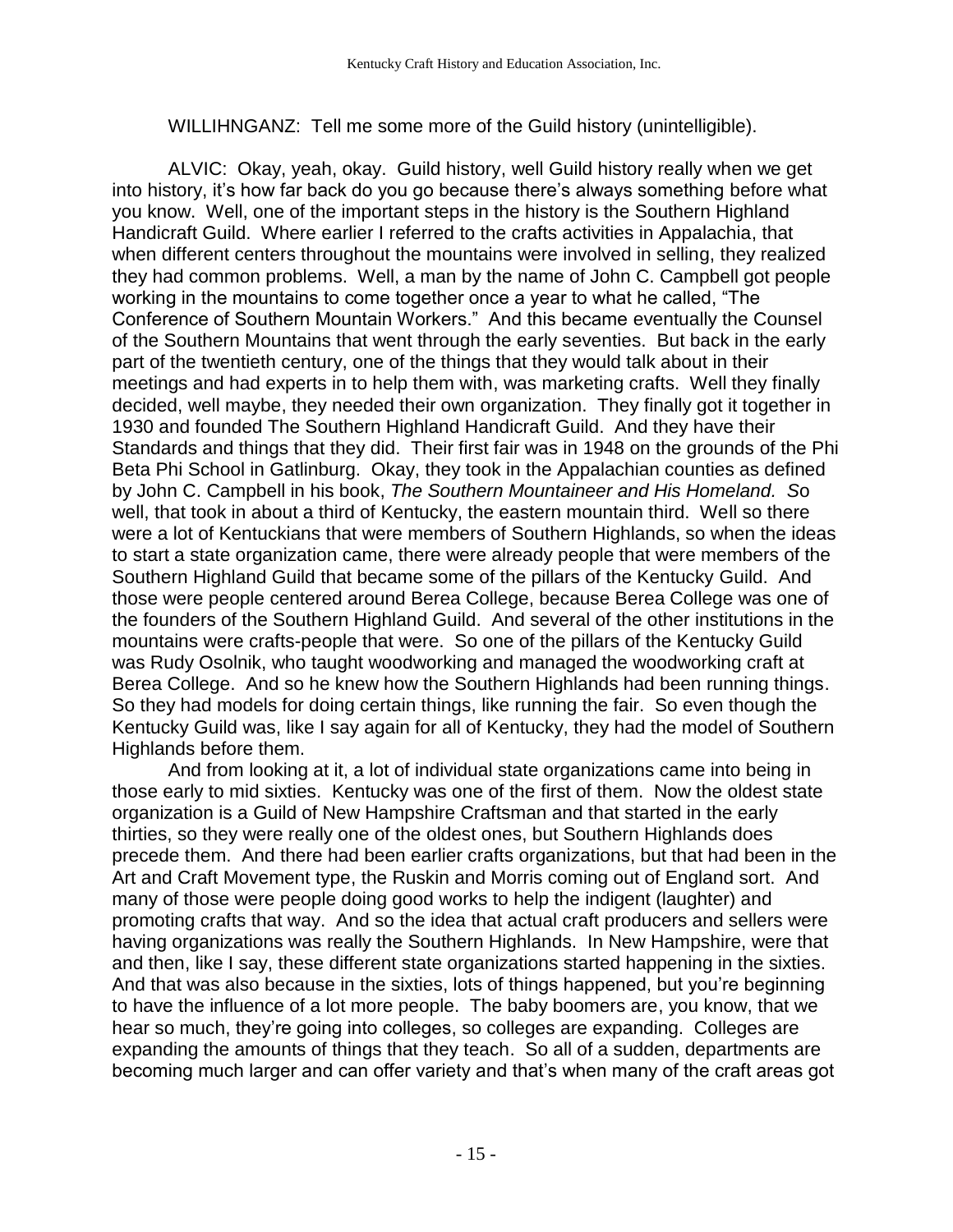WILLIHNGANZ: Tell me some more of the Guild history (unintelligible).

ALVIC: Okay, yeah, okay. Guild history, well Guild history really when we get into history, it's how far back do you go because there's always something before what you know. Well, one of the important steps in the history is the Southern Highland Handicraft Guild. Where earlier I referred to the crafts activities in Appalachia, that when different centers throughout the mountains were involved in selling, they realized they had common problems. Well, a man by the name of John C. Campbell got people working in the mountains to come together once a year to what he called, "The Conference of Southern Mountain Workers." And this became eventually the Counsel of the Southern Mountains that went through the early seventies. But back in the early part of the twentieth century, one of the things that they would talk about in their meetings and had experts in to help them with, was marketing crafts. Well they finally decided, well maybe, they needed their own organization. They finally got it together in 1930 and founded The Southern Highland Handicraft Guild. And they have their Standards and things that they did. Their first fair was in 1948 on the grounds of the Phi Beta Phi School in Gatlinburg. Okay, they took in the Appalachian counties as defined by John C. Campbell in his book, *The Southern Mountaineer and His Homeland.* So well, that took in about a third of Kentucky, the eastern mountain third. Well so there were a lot of Kentuckians that were members of Southern Highlands, so when the ideas to start a state organization came, there were already people that were members of the Southern Highland Guild that became some of the pillars of the Kentucky Guild. And those were people centered around Berea College, because Berea College was one of the founders of the Southern Highland Guild. And several of the other institutions in the mountains were crafts-people that were. So one of the pillars of the Kentucky Guild was Rudy Osolnik, who taught woodworking and managed the woodworking craft at Berea College. And so he knew how the Southern Highlands had been running things. So they had models for doing certain things, like running the fair. So even though the Kentucky Guild was, like I say again for all of Kentucky, they had the model of Southern Highlands before them.

And from looking at it, a lot of individual state organizations came into being in those early to mid sixties. Kentucky was one of the first of them. Now the oldest state organization is a Guild of New Hampshire Craftsman and that started in the early thirties, so they were really one of the oldest ones, but Southern Highlands does precede them. And there had been earlier crafts organizations, but that had been in the Art and Craft Movement type, the Ruskin and Morris coming out of England sort. And many of those were people doing good works to help the indigent (laughter) and promoting crafts that way. And so the idea that actual craft producers and sellers were having organizations was really the Southern Highlands. In New Hampshire, were that and then, like I say, these different state organizations started happening in the sixties. And that was also because in the sixties, lots of things happened, but you're beginning to have the influence of a lot more people. The baby boomers are, you know, that we hear so much, they're going into colleges, so colleges are expanding. Colleges are expanding the amounts of things that they teach. So all of a sudden, departments are becoming much larger and can offer variety and that's when many of the craft areas got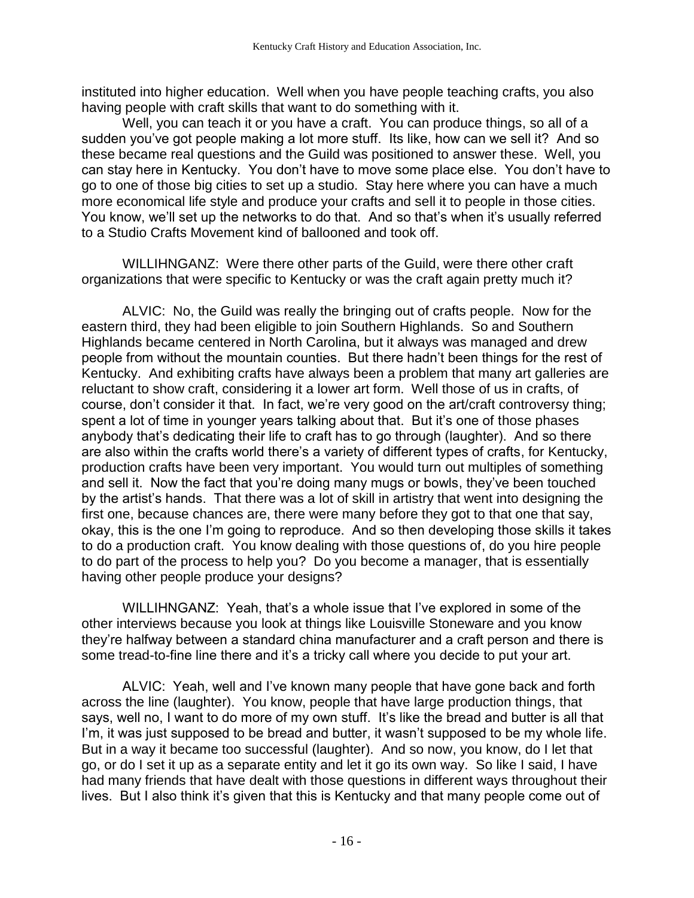instituted into higher education. Well when you have people teaching crafts, you also having people with craft skills that want to do something with it.

Well, you can teach it or you have a craft. You can produce things, so all of a sudden you've got people making a lot more stuff. Its like, how can we sell it? And so these became real questions and the Guild was positioned to answer these. Well, you can stay here in Kentucky. You don't have to move some place else. You don't have to go to one of those big cities to set up a studio. Stay here where you can have a much more economical life style and produce your crafts and sell it to people in those cities. You know, we'll set up the networks to do that. And so that's when it's usually referred to a Studio Crafts Movement kind of ballooned and took off.

WILLIHNGANZ: Were there other parts of the Guild, were there other craft organizations that were specific to Kentucky or was the craft again pretty much it?

ALVIC: No, the Guild was really the bringing out of crafts people. Now for the eastern third, they had been eligible to join Southern Highlands. So and Southern Highlands became centered in North Carolina, but it always was managed and drew people from without the mountain counties. But there hadn't been things for the rest of Kentucky. And exhibiting crafts have always been a problem that many art galleries are reluctant to show craft, considering it a lower art form. Well those of us in crafts, of course, don't consider it that. In fact, we're very good on the art/craft controversy thing; spent a lot of time in younger years talking about that. But it's one of those phases anybody that's dedicating their life to craft has to go through (laughter). And so there are also within the crafts world there's a variety of different types of crafts, for Kentucky, production crafts have been very important. You would turn out multiples of something and sell it. Now the fact that you're doing many mugs or bowls, they've been touched by the artist's hands. That there was a lot of skill in artistry that went into designing the first one, because chances are, there were many before they got to that one that say, okay, this is the one I'm going to reproduce. And so then developing those skills it takes to do a production craft. You know dealing with those questions of, do you hire people to do part of the process to help you? Do you become a manager, that is essentially having other people produce your designs?

WILLIHNGANZ: Yeah, that's a whole issue that I've explored in some of the other interviews because you look at things like Louisville Stoneware and you know they're halfway between a standard china manufacturer and a craft person and there is some tread-to-fine line there and it's a tricky call where you decide to put your art.

ALVIC: Yeah, well and I've known many people that have gone back and forth across the line (laughter). You know, people that have large production things, that says, well no, I want to do more of my own stuff. It's like the bread and butter is all that I'm, it was just supposed to be bread and butter, it wasn't supposed to be my whole life. But in a way it became too successful (laughter). And so now, you know, do I let that go, or do I set it up as a separate entity and let it go its own way. So like I said, I have had many friends that have dealt with those questions in different ways throughout their lives. But I also think it's given that this is Kentucky and that many people come out of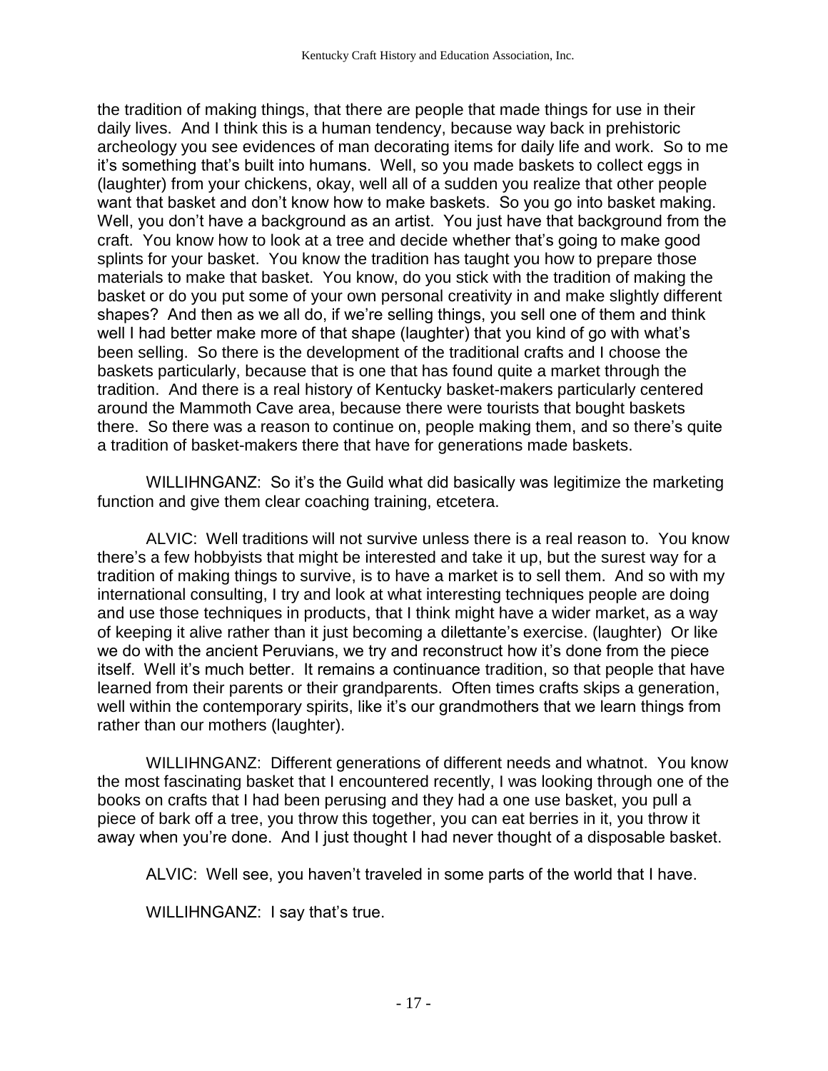the tradition of making things, that there are people that made things for use in their daily lives. And I think this is a human tendency, because way back in prehistoric archeology you see evidences of man decorating items for daily life and work. So to me it's something that's built into humans. Well, so you made baskets to collect eggs in (laughter) from your chickens, okay, well all of a sudden you realize that other people want that basket and don't know how to make baskets. So you go into basket making. Well, you don't have a background as an artist. You just have that background from the craft. You know how to look at a tree and decide whether that's going to make good splints for your basket. You know the tradition has taught you how to prepare those materials to make that basket. You know, do you stick with the tradition of making the basket or do you put some of your own personal creativity in and make slightly different shapes? And then as we all do, if we're selling things, you sell one of them and think well I had better make more of that shape (laughter) that you kind of go with what's been selling. So there is the development of the traditional crafts and I choose the baskets particularly, because that is one that has found quite a market through the tradition. And there is a real history of Kentucky basket-makers particularly centered around the Mammoth Cave area, because there were tourists that bought baskets there. So there was a reason to continue on, people making them, and so there's quite a tradition of basket-makers there that have for generations made baskets.

WILLIHNGANZ: So it's the Guild what did basically was legitimize the marketing function and give them clear coaching training, etcetera.

ALVIC: Well traditions will not survive unless there is a real reason to. You know there's a few hobbyists that might be interested and take it up, but the surest way for a tradition of making things to survive, is to have a market is to sell them. And so with my international consulting, I try and look at what interesting techniques people are doing and use those techniques in products, that I think might have a wider market, as a way of keeping it alive rather than it just becoming a dilettante's exercise. (laughter) Or like we do with the ancient Peruvians, we try and reconstruct how it's done from the piece itself. Well it's much better. It remains a continuance tradition, so that people that have learned from their parents or their grandparents. Often times crafts skips a generation, well within the contemporary spirits, like it's our grandmothers that we learn things from rather than our mothers (laughter).

WILLIHNGANZ: Different generations of different needs and whatnot. You know the most fascinating basket that I encountered recently, I was looking through one of the books on crafts that I had been perusing and they had a one use basket, you pull a piece of bark off a tree, you throw this together, you can eat berries in it, you throw it away when you're done. And I just thought I had never thought of a disposable basket.

ALVIC: Well see, you haven't traveled in some parts of the world that I have.

WILLIHNGANZ: I say that's true.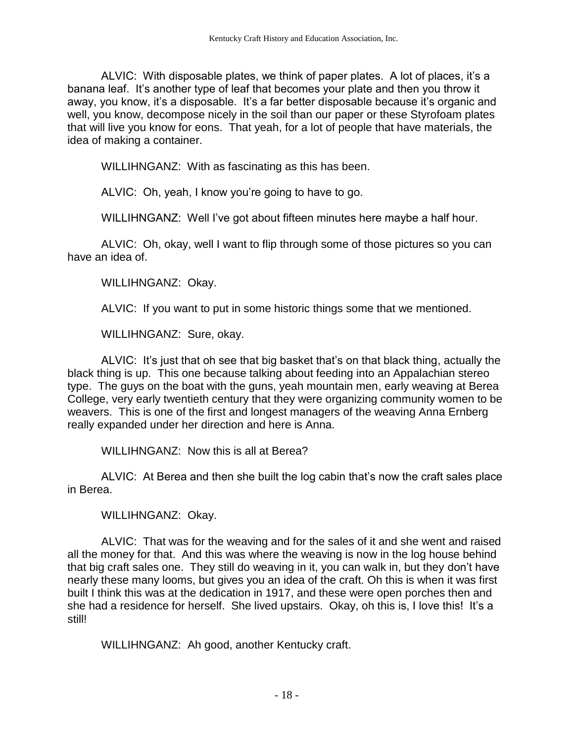ALVIC: With disposable plates, we think of paper plates. A lot of places, it's a banana leaf. It's another type of leaf that becomes your plate and then you throw it away, you know, it's a disposable. It's a far better disposable because it's organic and well, you know, decompose nicely in the soil than our paper or these Styrofoam plates that will live you know for eons. That yeah, for a lot of people that have materials, the idea of making a container.

WILLIHNGANZ: With as fascinating as this has been.

ALVIC: Oh, yeah, I know you're going to have to go.

WILLIHNGANZ: Well I've got about fifteen minutes here maybe a half hour.

ALVIC: Oh, okay, well I want to flip through some of those pictures so you can have an idea of.

WILLIHNGANZ: Okay.

ALVIC: If you want to put in some historic things some that we mentioned.

WILLIHNGANZ: Sure, okay.

ALVIC: It's just that oh see that big basket that's on that black thing, actually the black thing is up. This one because talking about feeding into an Appalachian stereo type. The guys on the boat with the guns, yeah mountain men, early weaving at Berea College, very early twentieth century that they were organizing community women to be weavers. This is one of the first and longest managers of the weaving Anna Ernberg really expanded under her direction and here is Anna.

WILLIHNGANZ: Now this is all at Berea?

ALVIC: At Berea and then she built the log cabin that's now the craft sales place in Berea.

WILLIHNGANZ: Okay.

ALVIC: That was for the weaving and for the sales of it and she went and raised all the money for that. And this was where the weaving is now in the log house behind that big craft sales one. They still do weaving in it, you can walk in, but they don't have nearly these many looms, but gives you an idea of the craft. Oh this is when it was first built I think this was at the dedication in 1917, and these were open porches then and she had a residence for herself. She lived upstairs. Okay, oh this is, I love this! It's a still!

WILLIHNGANZ: Ah good, another Kentucky craft.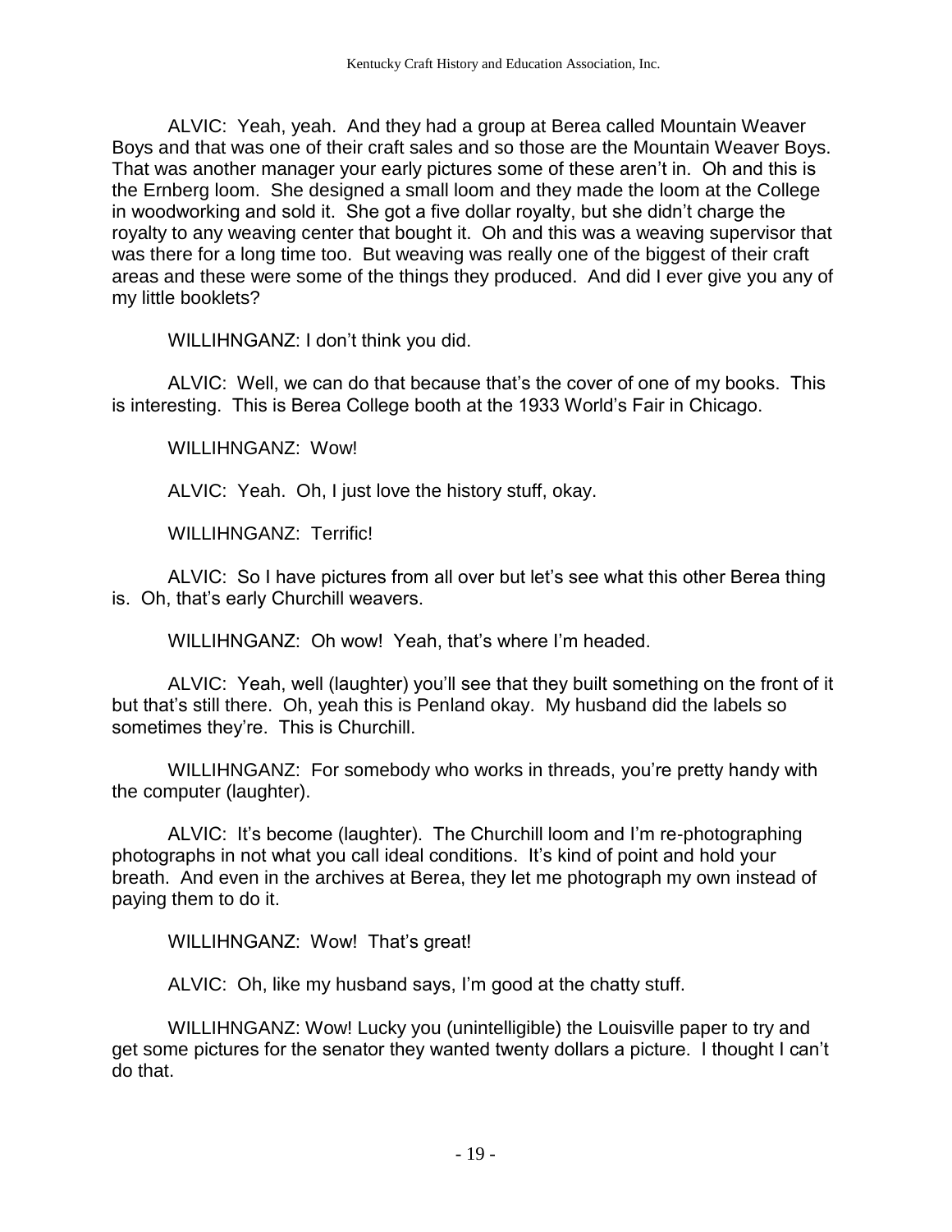ALVIC: Yeah, yeah. And they had a group at Berea called Mountain Weaver Boys and that was one of their craft sales and so those are the Mountain Weaver Boys. That was another manager your early pictures some of these aren't in. Oh and this is the Ernberg loom. She designed a small loom and they made the loom at the College in woodworking and sold it. She got a five dollar royalty, but she didn't charge the royalty to any weaving center that bought it. Oh and this was a weaving supervisor that was there for a long time too. But weaving was really one of the biggest of their craft areas and these were some of the things they produced. And did I ever give you any of my little booklets?

WILLIHNGANZ: I don't think you did.

ALVIC: Well, we can do that because that's the cover of one of my books. This is interesting. This is Berea College booth at the 1933 World's Fair in Chicago.

WILLIHNGANZ: Wow!

ALVIC: Yeah. Oh, I just love the history stuff, okay.

WILLIHNGANZ: Terrific!

ALVIC: So I have pictures from all over but let's see what this other Berea thing is. Oh, that's early Churchill weavers.

WILLIHNGANZ: Oh wow! Yeah, that's where I'm headed.

ALVIC: Yeah, well (laughter) you'll see that they built something on the front of it but that's still there. Oh, yeah this is Penland okay. My husband did the labels so sometimes they're. This is Churchill.

WILLIHNGANZ: For somebody who works in threads, you're pretty handy with the computer (laughter).

ALVIC: It's become (laughter). The Churchill loom and I'm re-photographing photographs in not what you call ideal conditions. It's kind of point and hold your breath. And even in the archives at Berea, they let me photograph my own instead of paying them to do it.

WILLIHNGANZ: Wow! That's great!

ALVIC: Oh, like my husband says, I'm good at the chatty stuff.

WILLIHNGANZ: Wow! Lucky you (unintelligible) the Louisville paper to try and get some pictures for the senator they wanted twenty dollars a picture. I thought I can't do that.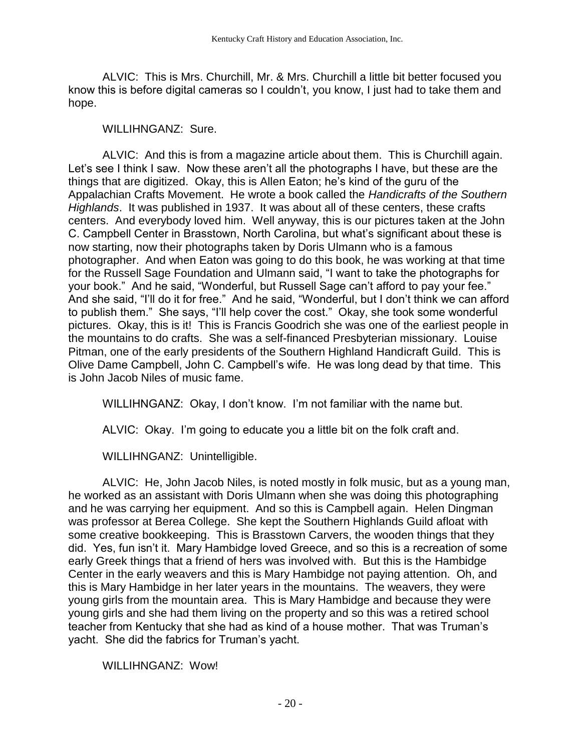ALVIC: This is Mrs. Churchill, Mr. & Mrs. Churchill a little bit better focused you know this is before digital cameras so I couldn't, you know, I just had to take them and hope.

WILLIHNGANZ: Sure.

ALVIC: And this is from a magazine article about them. This is Churchill again. Let's see I think I saw. Now these aren't all the photographs I have, but these are the things that are digitized. Okay, this is Allen Eaton; he's kind of the guru of the Appalachian Crafts Movement. He wrote a book called the *Handicrafts of the Southern Highlands*. It was published in 1937. It was about all of these centers, these crafts centers. And everybody loved him. Well anyway, this is our pictures taken at the John C. Campbell Center in Brasstown, North Carolina, but what's significant about these is now starting, now their photographs taken by Doris Ulmann who is a famous photographer. And when Eaton was going to do this book, he was working at that time for the Russell Sage Foundation and Ulmann said, "I want to take the photographs for your book." And he said, "Wonderful, but Russell Sage can't afford to pay your fee." And she said, "I'll do it for free." And he said, "Wonderful, but I don't think we can afford to publish them." She says, "I'll help cover the cost." Okay, she took some wonderful pictures. Okay, this is it! This is Francis Goodrich she was one of the earliest people in the mountains to do crafts. She was a self-financed Presbyterian missionary. Louise Pitman, one of the early presidents of the Southern Highland Handicraft Guild. This is Olive Dame Campbell, John C. Campbell's wife. He was long dead by that time. This is John Jacob Niles of music fame.

WILLIHNGANZ: Okay, I don't know. I'm not familiar with the name but.

ALVIC: Okay. I'm going to educate you a little bit on the folk craft and.

WILLIHNGANZ: Unintelligible.

ALVIC: He, John Jacob Niles, is noted mostly in folk music, but as a young man, he worked as an assistant with Doris Ulmann when she was doing this photographing and he was carrying her equipment. And so this is Campbell again. Helen Dingman was professor at Berea College. She kept the Southern Highlands Guild afloat with some creative bookkeeping. This is Brasstown Carvers, the wooden things that they did. Yes, fun isn't it. Mary Hambidge loved Greece, and so this is a recreation of some early Greek things that a friend of hers was involved with. But this is the Hambidge Center in the early weavers and this is Mary Hambidge not paying attention. Oh, and this is Mary Hambidge in her later years in the mountains. The weavers, they were young girls from the mountain area. This is Mary Hambidge and because they were young girls and she had them living on the property and so this was a retired school teacher from Kentucky that she had as kind of a house mother. That was Truman's yacht. She did the fabrics for Truman's yacht.

WILLIHNGANZ: Wow!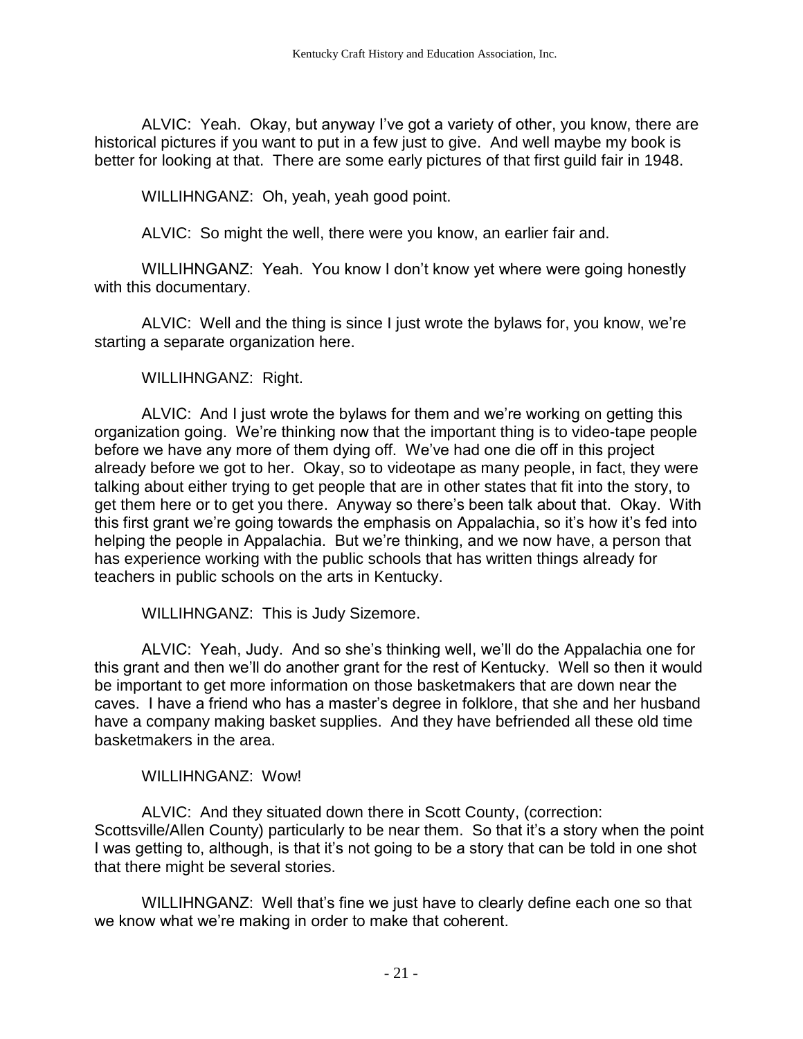ALVIC: Yeah. Okay, but anyway I've got a variety of other, you know, there are historical pictures if you want to put in a few just to give. And well maybe my book is better for looking at that. There are some early pictures of that first guild fair in 1948.

WILLIHNGANZ: Oh, yeah, yeah good point.

ALVIC: So might the well, there were you know, an earlier fair and.

WILLIHNGANZ: Yeah. You know I don't know yet where were going honestly with this documentary.

ALVIC: Well and the thing is since I just wrote the bylaws for, you know, we're starting a separate organization here.

WILLIHNGANZ: Right.

ALVIC: And I just wrote the bylaws for them and we're working on getting this organization going. We're thinking now that the important thing is to video-tape people before we have any more of them dying off. We've had one die off in this project already before we got to her. Okay, so to videotape as many people, in fact, they were talking about either trying to get people that are in other states that fit into the story, to get them here or to get you there. Anyway so there's been talk about that. Okay. With this first grant we're going towards the emphasis on Appalachia, so it's how it's fed into helping the people in Appalachia. But we're thinking, and we now have, a person that has experience working with the public schools that has written things already for teachers in public schools on the arts in Kentucky.

WILLIHNGANZ: This is Judy Sizemore.

ALVIC: Yeah, Judy. And so she's thinking well, we'll do the Appalachia one for this grant and then we'll do another grant for the rest of Kentucky. Well so then it would be important to get more information on those basketmakers that are down near the caves. I have a friend who has a master's degree in folklore, that she and her husband have a company making basket supplies. And they have befriended all these old time basketmakers in the area.

WILLIHNGANZ: Wow!

ALVIC: And they situated down there in Scott County, (correction: Scottsville/Allen County) particularly to be near them. So that it's a story when the point I was getting to, although, is that it's not going to be a story that can be told in one shot that there might be several stories.

WILLIHNGANZ: Well that's fine we just have to clearly define each one so that we know what we're making in order to make that coherent.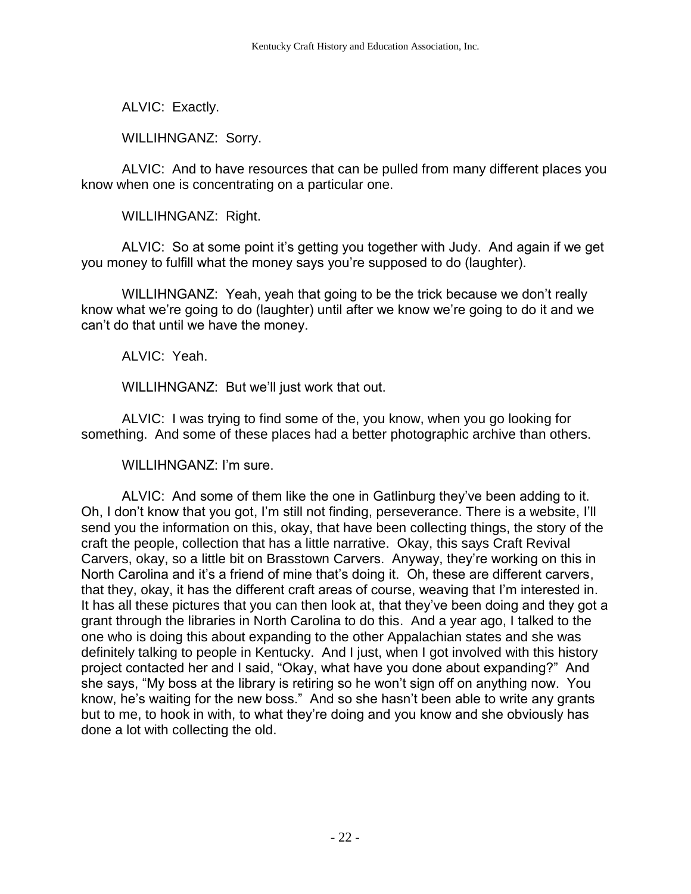ALVIC: Exactly.

WILLIHNGANZ: Sorry.

ALVIC: And to have resources that can be pulled from many different places you know when one is concentrating on a particular one.

WILLIHNGANZ: Right.

ALVIC: So at some point it's getting you together with Judy. And again if we get you money to fulfill what the money says you're supposed to do (laughter).

WILLIHNGANZ: Yeah, yeah that going to be the trick because we don't really know what we're going to do (laughter) until after we know we're going to do it and we can't do that until we have the money.

ALVIC: Yeah.

WILLIHNGANZ: But we'll just work that out.

ALVIC: I was trying to find some of the, you know, when you go looking for something. And some of these places had a better photographic archive than others.

WILLIHNGANZ: I'm sure.

ALVIC: And some of them like the one in Gatlinburg they've been adding to it. Oh, I don't know that you got, I'm still not finding, perseverance. There is a website, I'll send you the information on this, okay, that have been collecting things, the story of the craft the people, collection that has a little narrative. Okay, this says Craft Revival Carvers, okay, so a little bit on Brasstown Carvers. Anyway, they're working on this in North Carolina and it's a friend of mine that's doing it. Oh, these are different carvers, that they, okay, it has the different craft areas of course, weaving that I'm interested in. It has all these pictures that you can then look at, that they've been doing and they got a grant through the libraries in North Carolina to do this. And a year ago, I talked to the one who is doing this about expanding to the other Appalachian states and she was definitely talking to people in Kentucky. And I just, when I got involved with this history project contacted her and I said, "Okay, what have you done about expanding?" And she says, "My boss at the library is retiring so he won't sign off on anything now. You know, he's waiting for the new boss." And so she hasn't been able to write any grants but to me, to hook in with, to what they're doing and you know and she obviously has done a lot with collecting the old.